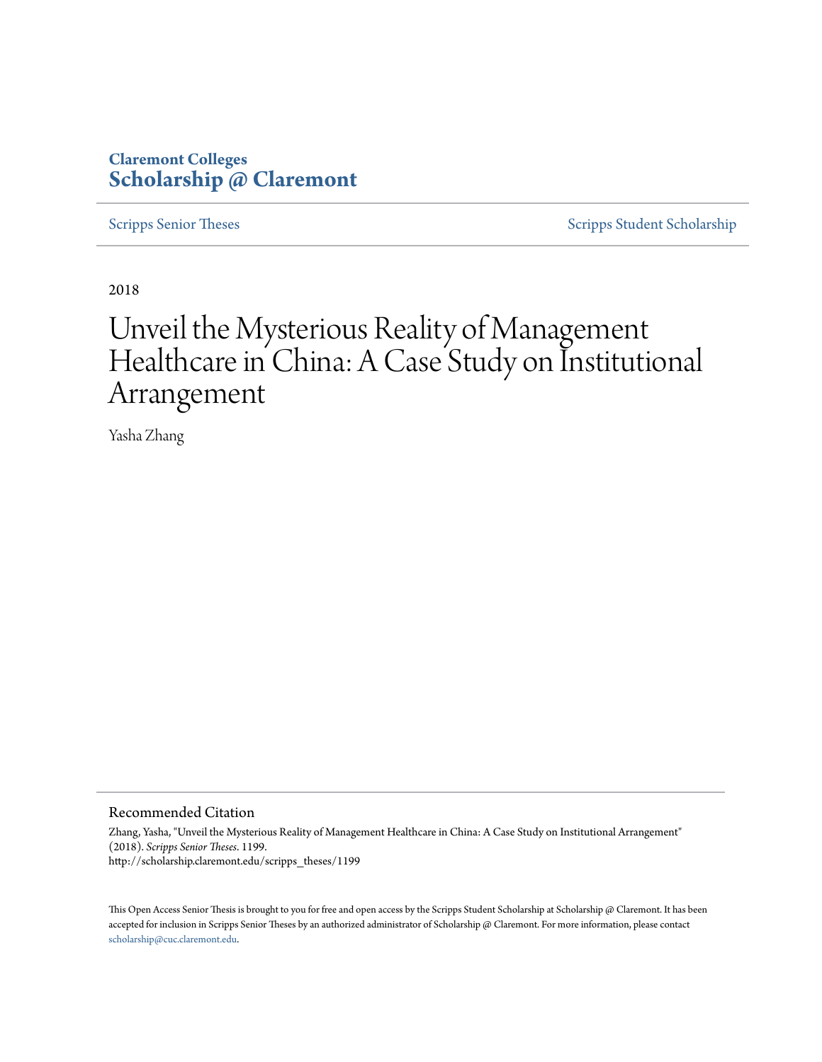Claremont Colleges
**Scholarship @ Claremont**

Scripps Senior Theses | Scripps Student Scholarship

2018

# Unveil the Mysterious Reality of Management Healthcare in China: A Case Study on Institutional Arrangement

Yasha Zhang

## Recommended Citation

Zhang, Yasha, "Unveil the Mysterious Reality of Management Healthcare in China: A Case Study on Institutional Arrangement" (2018). *Scripps Senior Theses*. 1199.
http://scholarship.claremont.edu/scripps_theses/1199

This Open Access Senior Thesis is brought to you for free and open access by the Scripps Student Scholarship at Scholarship @ Claremont. It has been accepted for inclusion in Scripps Senior Theses by an authorized administrator of Scholarship @ Claremont. For more information, please contact scholarship@cuc.claremont.edu.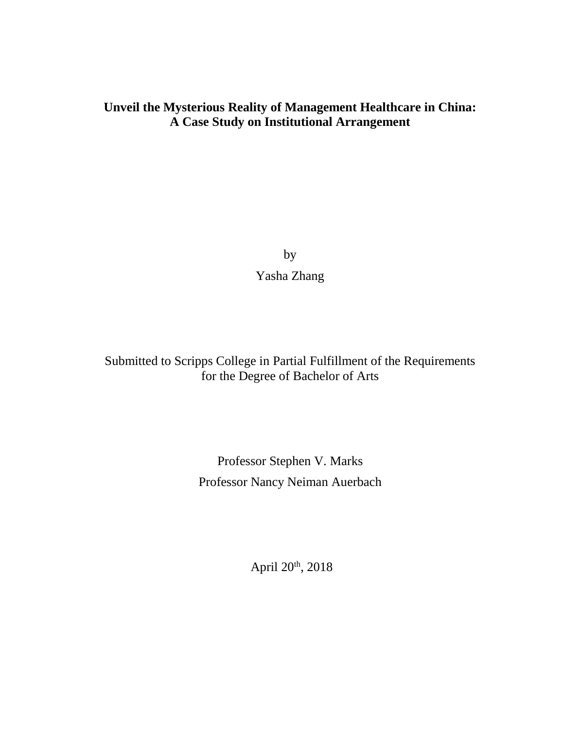**Unveil the Mysterious Reality of Management Healthcare in China:**
**A Case Study on Institutional Arrangement**

by

Yasha Zhang

Submitted to Scripps College in Partial Fulfillment of the Requirements for the Degree of Bachelor of Arts

Professor Stephen V. Marks

Professor Nancy Neiman Auerbach

April 20th, 2018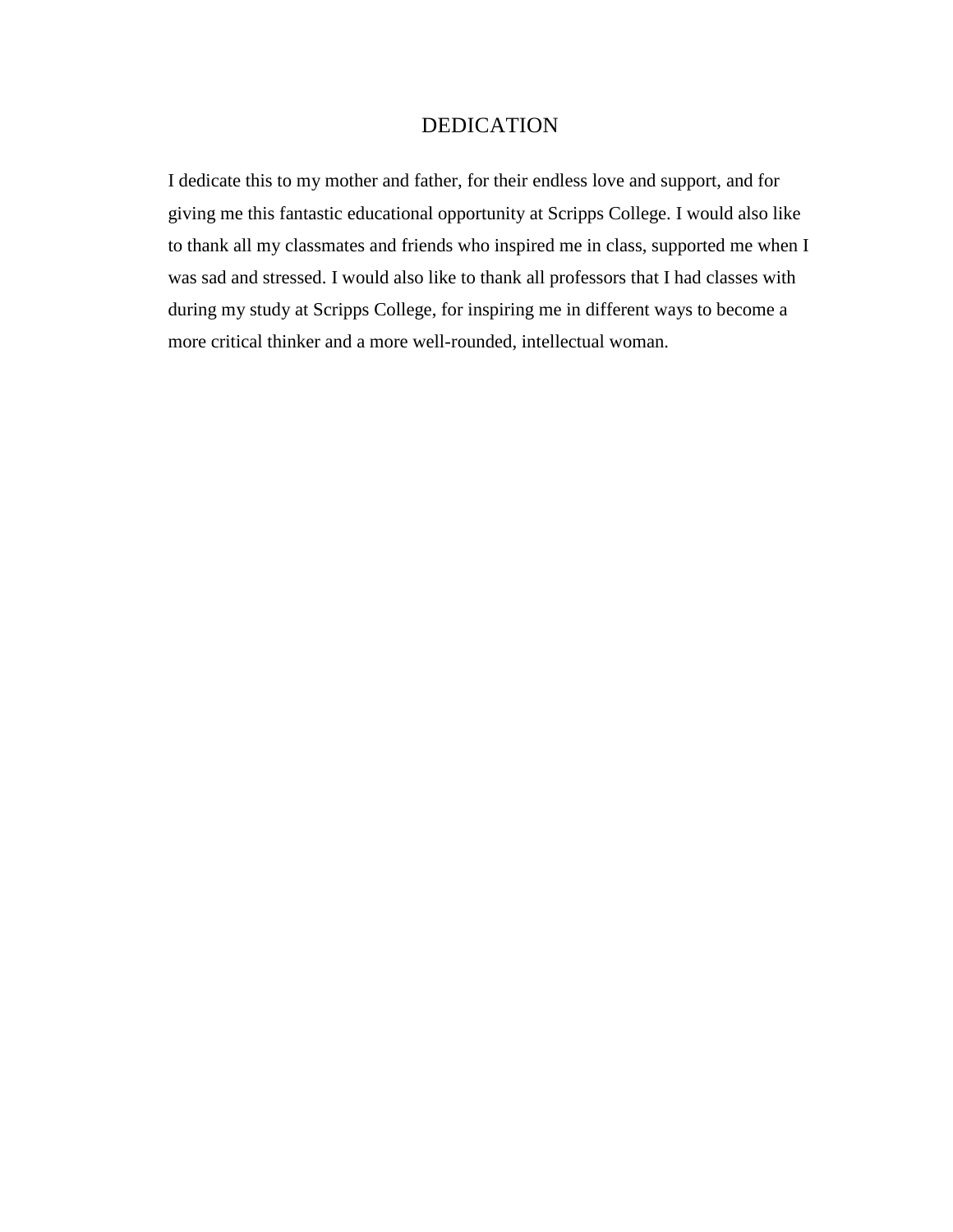# DEDICATION

I dedicate this to my mother and father, for their endless love and support, and for giving me this fantastic educational opportunity at Scripps College. I would also like to thank all my classmates and friends who inspired me in class, supported me when I was sad and stressed. I would also like to thank all professors that I had classes with during my study at Scripps College, for inspiring me in different ways to become a more critical thinker and a more well-rounded, intellectual woman.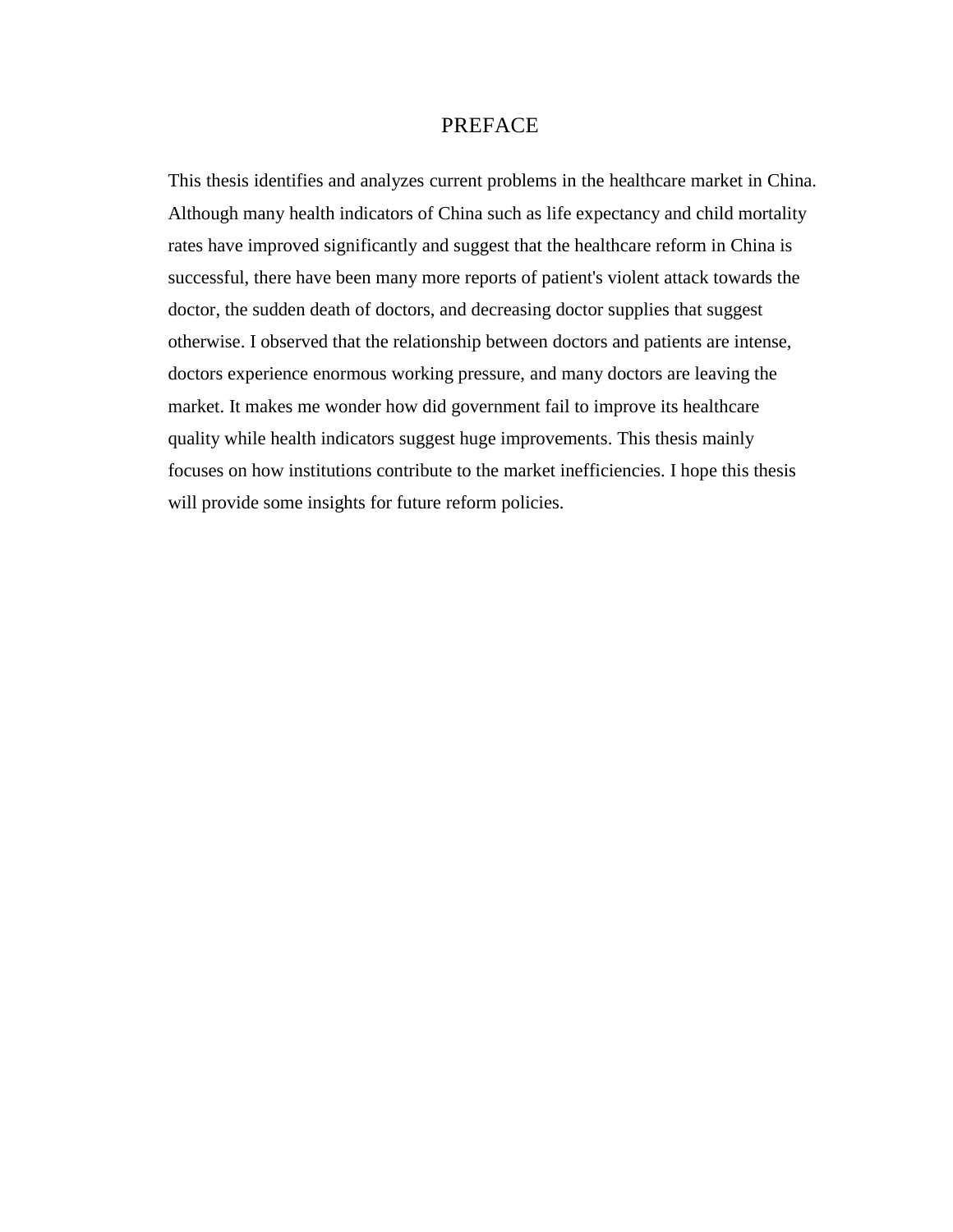# PREFACE

This thesis identifies and analyzes current problems in the healthcare market in China. Although many health indicators of China such as life expectancy and child mortality rates have improved significantly and suggest that the healthcare reform in China is successful, there have been many more reports of patient's violent attack towards the doctor, the sudden death of doctors, and decreasing doctor supplies that suggest otherwise. I observed that the relationship between doctors and patients are intense, doctors experience enormous working pressure, and many doctors are leaving the market. It makes me wonder how did government fail to improve its healthcare quality while health indicators suggest huge improvements. This thesis mainly focuses on how institutions contribute to the market inefficiencies. I hope this thesis will provide some insights for future reform policies.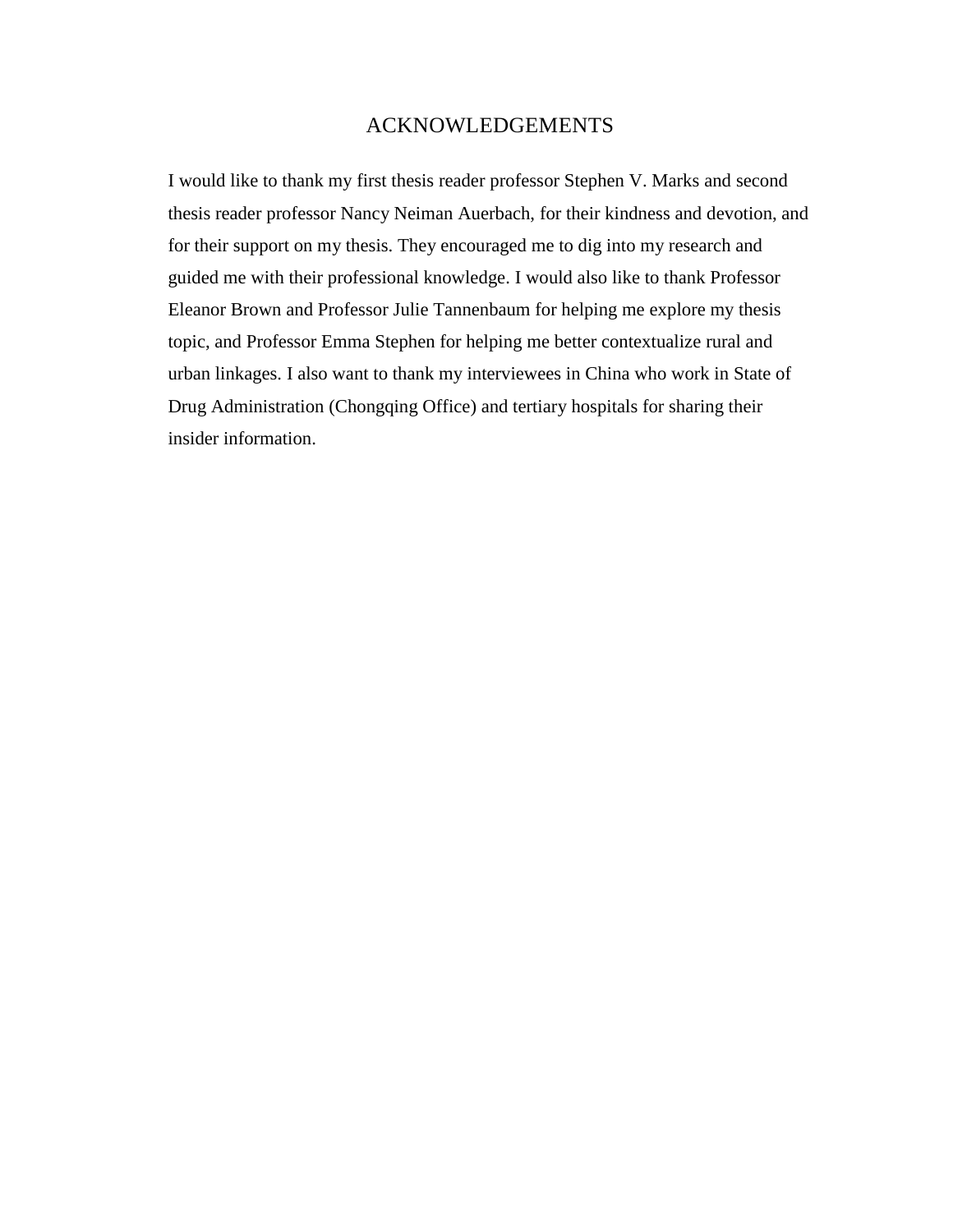# ACKNOWLEDGEMENTS

I would like to thank my first thesis reader professor Stephen V. Marks and second thesis reader professor Nancy Neiman Auerbach, for their kindness and devotion, and for their support on my thesis. They encouraged me to dig into my research and guided me with their professional knowledge. I would also like to thank Professor Eleanor Brown and Professor Julie Tannenbaum for helping me explore my thesis topic, and Professor Emma Stephen for helping me better contextualize rural and urban linkages. I also want to thank my interviewees in China who work in State of Drug Administration (Chongqing Office) and tertiary hospitals for sharing their insider information.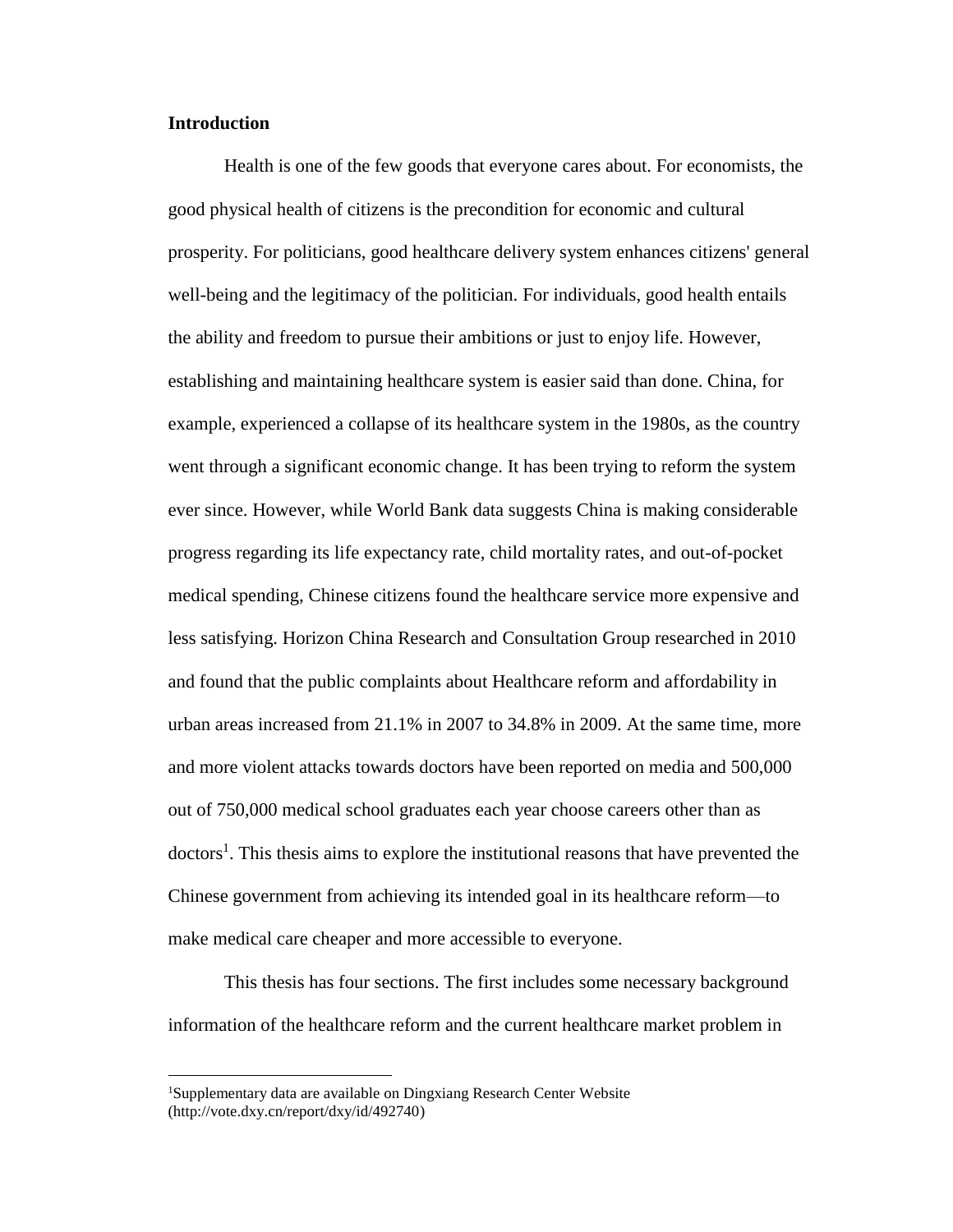## Introduction

Health is one of the few goods that everyone cares about. For economists, the good physical health of citizens is the precondition for economic and cultural prosperity. For politicians, good healthcare delivery system enhances citizens' general well-being and the legitimacy of the politician. For individuals, good health entails the ability and freedom to pursue their ambitions or just to enjoy life. However, establishing and maintaining healthcare system is easier said than done. China, for example, experienced a collapse of its healthcare system in the 1980s, as the country went through a significant economic change. It has been trying to reform the system ever since. However, while World Bank data suggests China is making considerable progress regarding its life expectancy rate, child mortality rates, and out-of-pocket medical spending, Chinese citizens found the healthcare service more expensive and less satisfying. Horizon China Research and Consultation Group researched in 2010 and found that the public complaints about Healthcare reform and affordability in urban areas increased from 21.1% in 2007 to 34.8% in 2009. At the same time, more and more violent attacks towards doctors have been reported on media and 500,000 out of 750,000 medical school graduates each year choose careers other than as doctors[1]. This thesis aims to explore the institutional reasons that have prevented the Chinese government from achieving its intended goal in its healthcare reform—to make medical care cheaper and more accessible to everyone.

This thesis has four sections. The first includes some necessary background information of the healthcare reform and the current healthcare market problem in

---

[1]Supplementary data are available on Dingxiang Research Center Website (http://vote.dxy.cn/report/dxy/id/492740)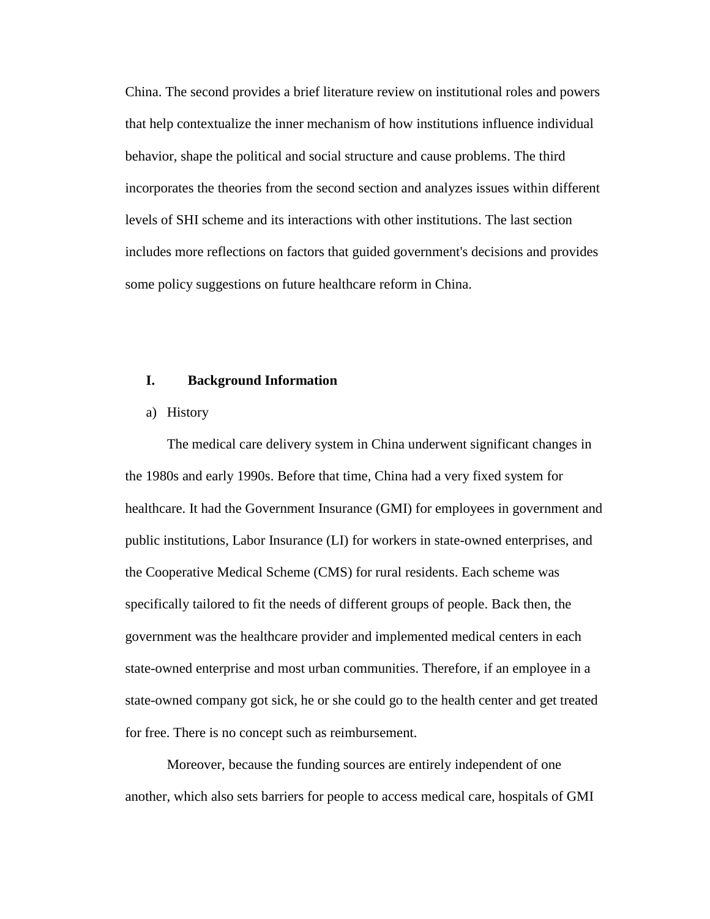China. The second provides a brief literature review on institutional roles and powers that help contextualize the inner mechanism of how institutions influence individual behavior, shape the political and social structure and cause problems. The third incorporates the theories from the second section and analyzes issues within different levels of SHI scheme and its interactions with other institutions. The last section includes more reflections on factors that guided government's decisions and provides some policy suggestions on future healthcare reform in China.

## I. Background Information

a) History

The medical care delivery system in China underwent significant changes in the 1980s and early 1990s. Before that time, China had a very fixed system for healthcare. It had the Government Insurance (GMI) for employees in government and public institutions, Labor Insurance (LI) for workers in state-owned enterprises, and the Cooperative Medical Scheme (CMS) for rural residents. Each scheme was specifically tailored to fit the needs of different groups of people. Back then, the government was the healthcare provider and implemented medical centers in each state-owned enterprise and most urban communities. Therefore, if an employee in a state-owned company got sick, he or she could go to the health center and get treated for free. There is no concept such as reimbursement.

Moreover, because the funding sources are entirely independent of one another, which also sets barriers for people to access medical care, hospitals of GMI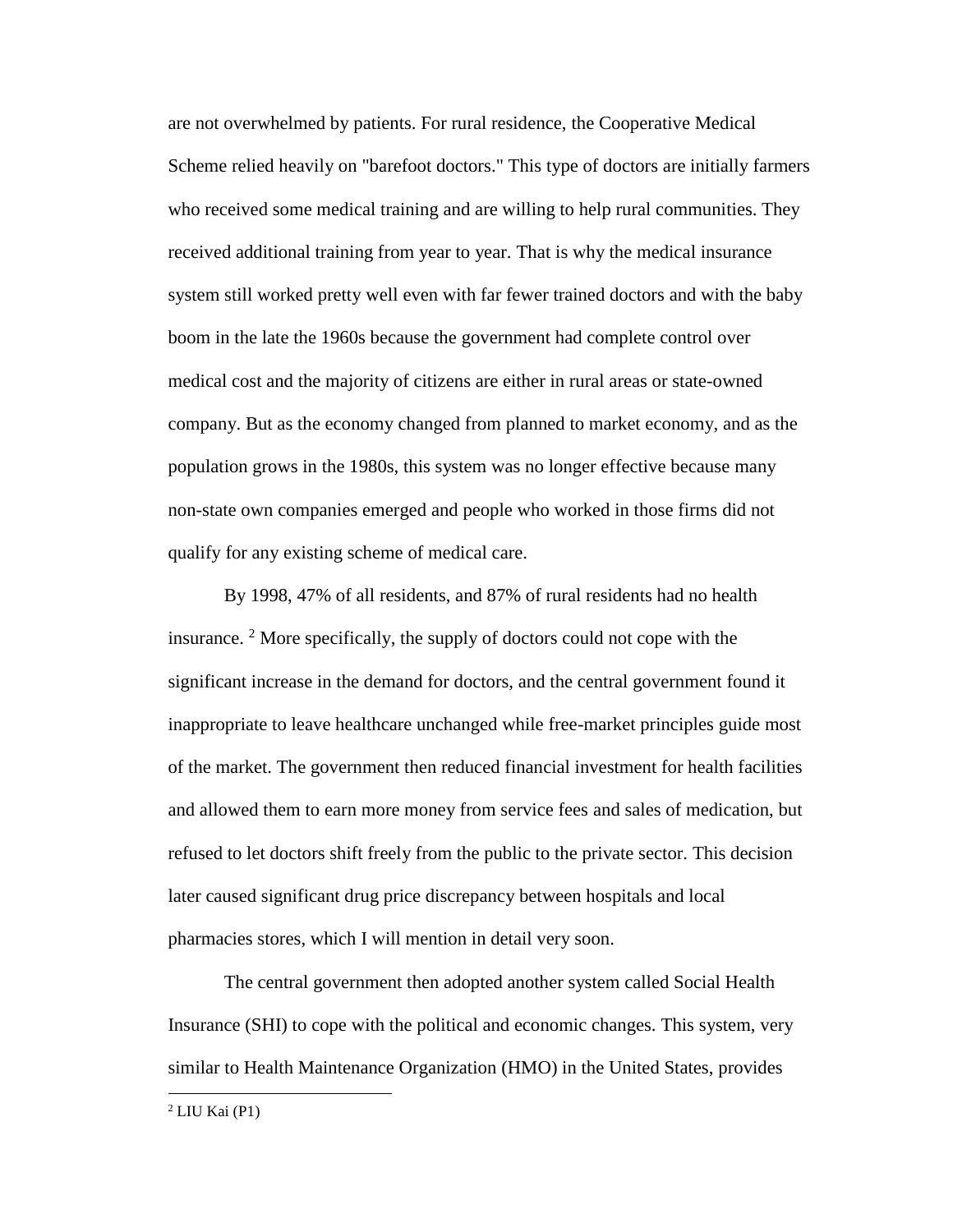are not overwhelmed by patients. For rural residence, the Cooperative Medical Scheme relied heavily on "barefoot doctors." This type of doctors are initially farmers who received some medical training and are willing to help rural communities. They received additional training from year to year. That is why the medical insurance system still worked pretty well even with far fewer trained doctors and with the baby boom in the late the 1960s because the government had complete control over medical cost and the majority of citizens are either in rural areas or state-owned company. But as the economy changed from planned to market economy, and as the population grows in the 1980s, this system was no longer effective because many non-state own companies emerged and people who worked in those firms did not qualify for any existing scheme of medical care.

By 1998, 47% of all residents, and 87% of rural residents had no health insurance. [2] More specifically, the supply of doctors could not cope with the significant increase in the demand for doctors, and the central government found it inappropriate to leave healthcare unchanged while free-market principles guide most of the market. The government then reduced financial investment for health facilities and allowed them to earn more money from service fees and sales of medication, but refused to let doctors shift freely from the public to the private sector. This decision later caused significant drug price discrepancy between hospitals and local pharmacies stores, which I will mention in detail very soon.

The central government then adopted another system called Social Health Insurance (SHI) to cope with the political and economic changes. This system, very similar to Health Maintenance Organization (HMO) in the United States, provides

[2] LIU Kai (P1)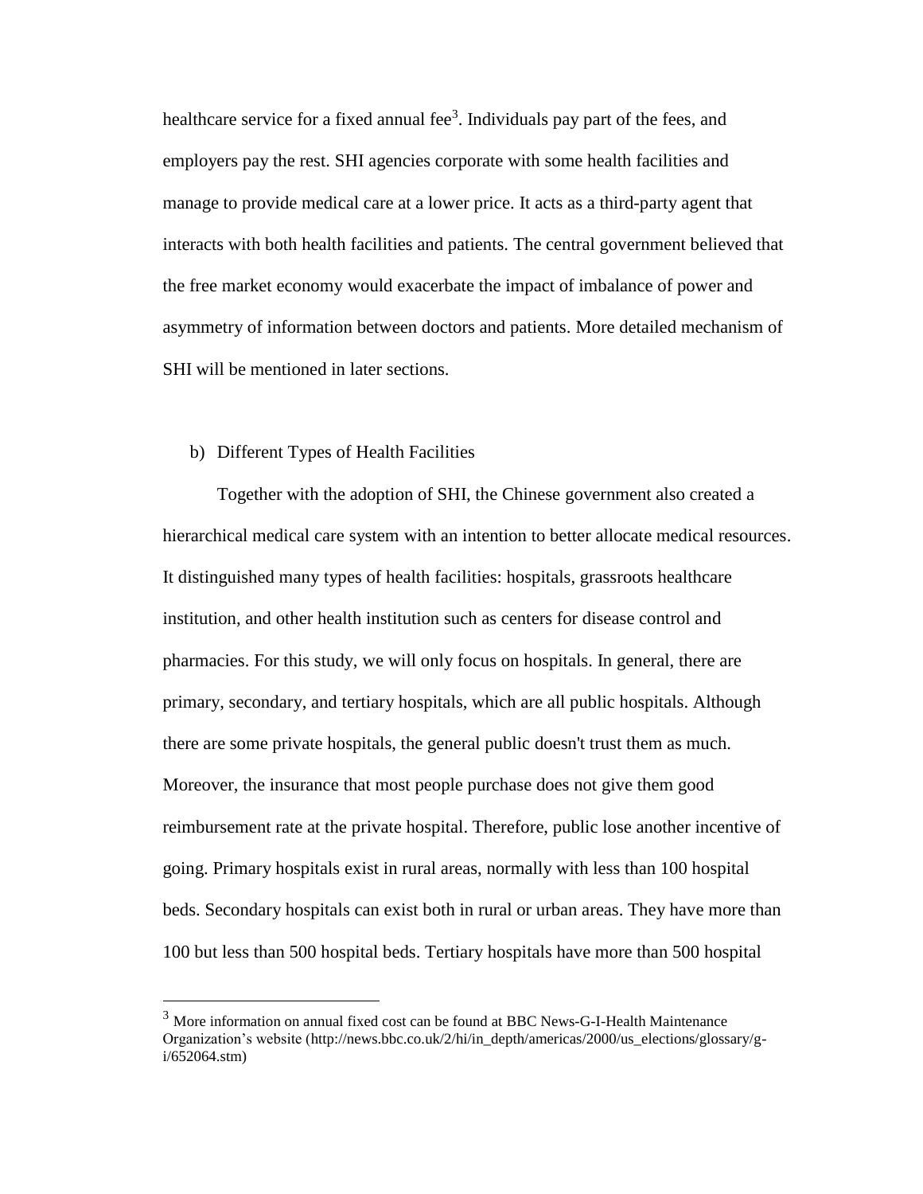healthcare service for a fixed annual fee[3]. Individuals pay part of the fees, and employers pay the rest. SHI agencies corporate with some health facilities and manage to provide medical care at a lower price. It acts as a third-party agent that interacts with both health facilities and patients. The central government believed that the free market economy would exacerbate the impact of imbalance of power and asymmetry of information between doctors and patients. More detailed mechanism of SHI will be mentioned in later sections.

b) Different Types of Health Facilities

Together with the adoption of SHI, the Chinese government also created a hierarchical medical care system with an intention to better allocate medical resources. It distinguished many types of health facilities: hospitals, grassroots healthcare institution, and other health institution such as centers for disease control and pharmacies. For this study, we will only focus on hospitals. In general, there are primary, secondary, and tertiary hospitals, which are all public hospitals. Although there are some private hospitals, the general public doesn't trust them as much. Moreover, the insurance that most people purchase does not give them good reimbursement rate at the private hospital. Therefore, public lose another incentive of going. Primary hospitals exist in rural areas, normally with less than 100 hospital beds. Secondary hospitals can exist both in rural or urban areas. They have more than 100 but less than 500 hospital beds. Tertiary hospitals have more than 500 hospital

---

[3] More information on annual fixed cost can be found at BBC News-G-I-Health Maintenance Organization's website (http://news.bbc.co.uk/2/hi/in_depth/americas/2000/us_elections/glossary/g-i/652064.stm)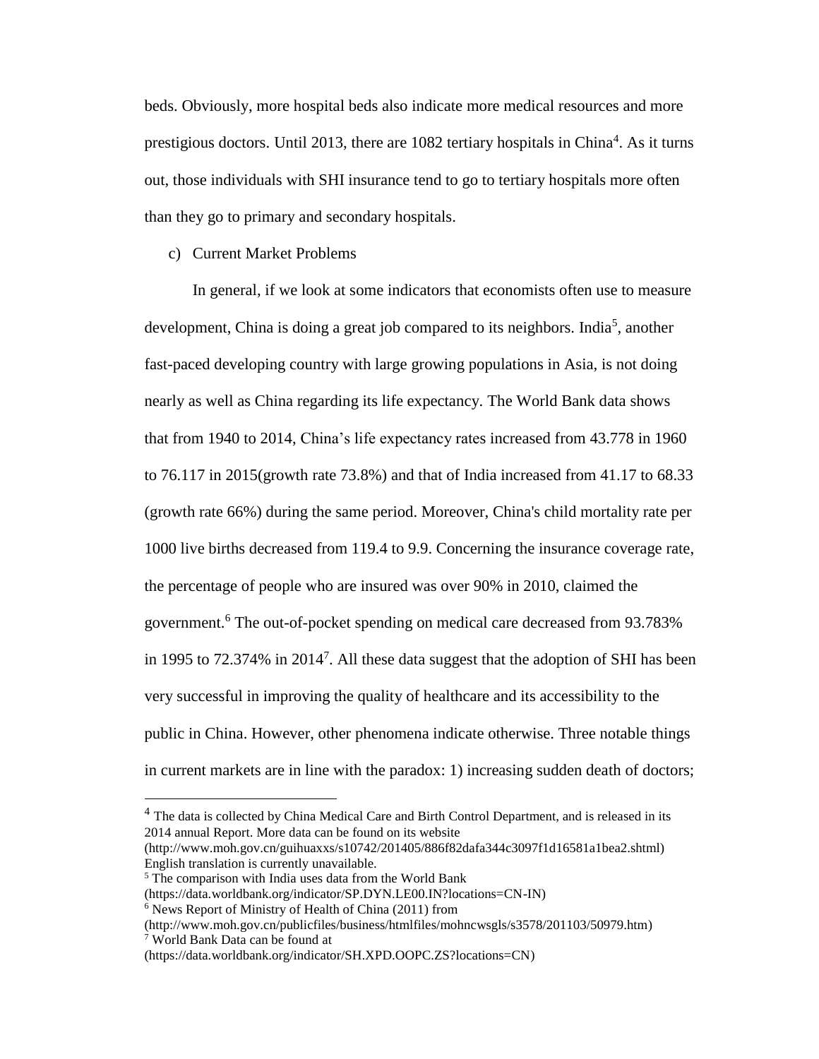beds. Obviously, more hospital beds also indicate more medical resources and more prestigious doctors. Until 2013, there are 1082 tertiary hospitals in China[4]. As it turns out, those individuals with SHI insurance tend to go to tertiary hospitals more often than they go to primary and secondary hospitals.

c) Current Market Problems

In general, if we look at some indicators that economists often use to measure development, China is doing a great job compared to its neighbors. India[5], another fast-paced developing country with large growing populations in Asia, is not doing nearly as well as China regarding its life expectancy. The World Bank data shows that from 1940 to 2014, China's life expectancy rates increased from 43.778 in 1960 to 76.117 in 2015(growth rate 73.8%) and that of India increased from 41.17 to 68.33 (growth rate 66%) during the same period. Moreover, China's child mortality rate per 1000 live births decreased from 119.4 to 9.9. Concerning the insurance coverage rate, the percentage of people who are insured was over 90% in 2010, claimed the government.[6] The out-of-pocket spending on medical care decreased from 93.783% in 1995 to 72.374% in 2014[7]. All these data suggest that the adoption of SHI has been very successful in improving the quality of healthcare and its accessibility to the public in China. However, other phenomena indicate otherwise. Three notable things in current markets are in line with the paradox: 1) increasing sudden death of doctors;

---

[4] The data is collected by China Medical Care and Birth Control Department, and is released in its 2014 annual Report. More data can be found on its website (http://www.moh.gov.cn/guihuaxxs/s10742/201405/886f82dafa344c3097f1d16581a1bea2.shtml) English translation is currently unavailable.

[5] The comparison with India uses data from the World Bank (https://data.worldbank.org/indicator/SP.DYN.LE00.IN?locations=CN-IN)

[6] News Report of Ministry of Health of China (2011) from (http://www.moh.gov.cn/publicfiles/business/htmlfiles/mohncwsgls/s3578/201103/50979.htm)

[7] World Bank Data can be found at (https://data.worldbank.org/indicator/SH.XPD.OOPC.ZS?locations=CN)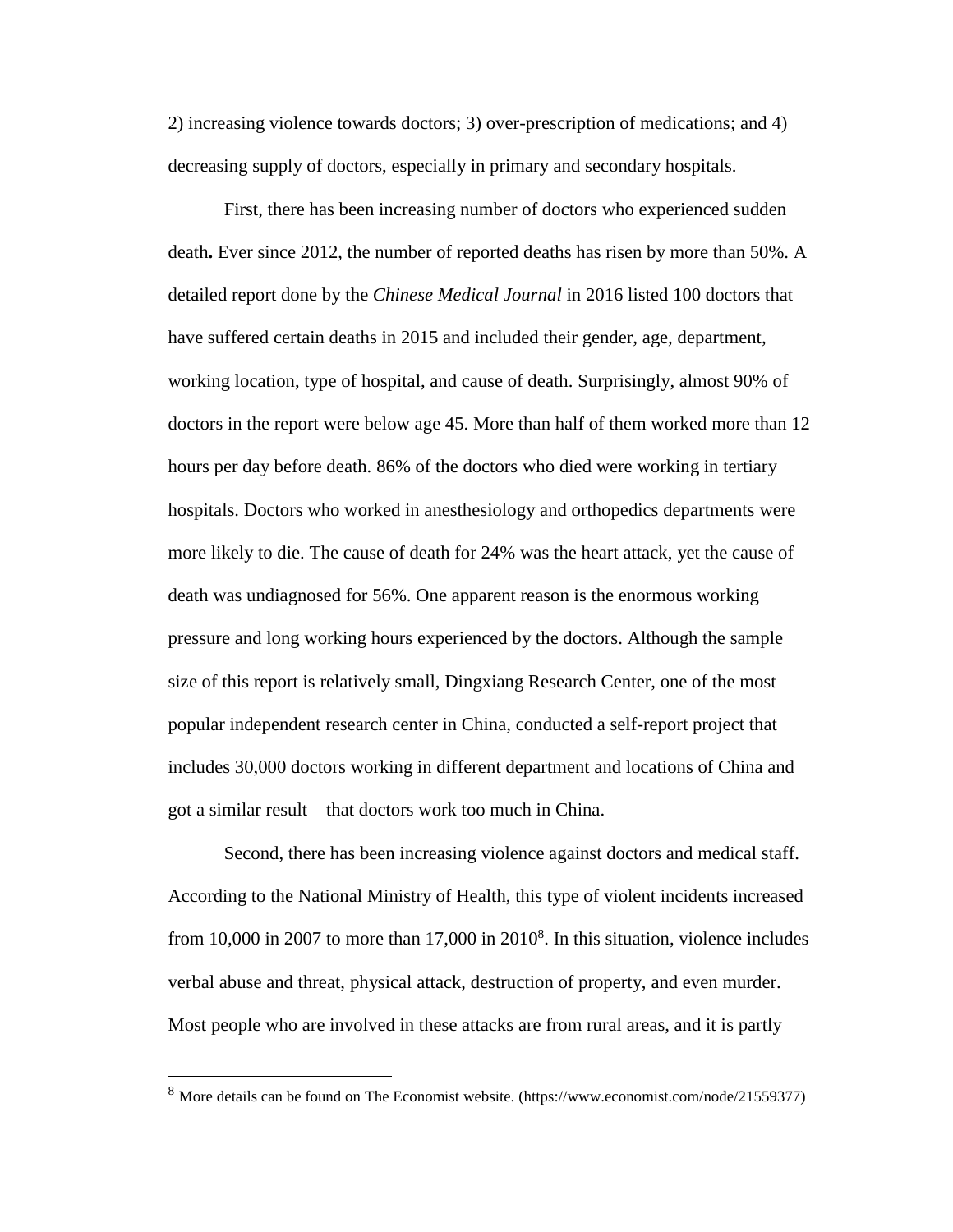2) increasing violence towards doctors; 3) over-prescription of medications; and 4) decreasing supply of doctors, especially in primary and secondary hospitals.

First, there has been increasing number of doctors who experienced sudden death**.** Ever since 2012, the number of reported deaths has risen by more than 50%. A detailed report done by the *Chinese Medical Journal* in 2016 listed 100 doctors that have suffered certain deaths in 2015 and included their gender, age, department, working location, type of hospital, and cause of death. Surprisingly, almost 90% of doctors in the report were below age 45. More than half of them worked more than 12 hours per day before death. 86% of the doctors who died were working in tertiary hospitals. Doctors who worked in anesthesiology and orthopedics departments were more likely to die. The cause of death for 24% was the heart attack, yet the cause of death was undiagnosed for 56%. One apparent reason is the enormous working pressure and long working hours experienced by the doctors. Although the sample size of this report is relatively small, Dingxiang Research Center, one of the most popular independent research center in China, conducted a self-report project that includes 30,000 doctors working in different department and locations of China and got a similar result—that doctors work too much in China.

Second, there has been increasing violence against doctors and medical staff. According to the National Ministry of Health, this type of violent incidents increased from 10,000 in 2007 to more than 17,000 in 2010[8]. In this situation, violence includes verbal abuse and threat, physical attack, destruction of property, and even murder. Most people who are involved in these attacks are from rural areas, and it is partly

---

[8] More details can be found on The Economist website. (https://www.economist.com/node/21559377)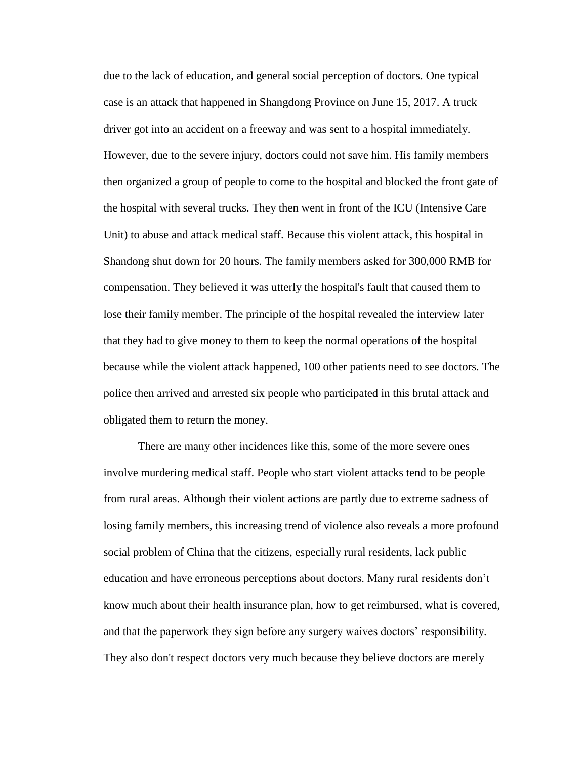due to the lack of education, and general social perception of doctors. One typical case is an attack that happened in Shangdong Province on June 15, 2017. A truck driver got into an accident on a freeway and was sent to a hospital immediately. However, due to the severe injury, doctors could not save him. His family members then organized a group of people to come to the hospital and blocked the front gate of the hospital with several trucks. They then went in front of the ICU (Intensive Care Unit) to abuse and attack medical staff. Because this violent attack, this hospital in Shandong shut down for 20 hours. The family members asked for 300,000 RMB for compensation. They believed it was utterly the hospital's fault that caused them to lose their family member. The principle of the hospital revealed the interview later that they had to give money to them to keep the normal operations of the hospital because while the violent attack happened, 100 other patients need to see doctors. The police then arrived and arrested six people who participated in this brutal attack and obligated them to return the money.

There are many other incidences like this, some of the more severe ones involve murdering medical staff. People who start violent attacks tend to be people from rural areas. Although their violent actions are partly due to extreme sadness of losing family members, this increasing trend of violence also reveals a more profound social problem of China that the citizens, especially rural residents, lack public education and have erroneous perceptions about doctors. Many rural residents don't know much about their health insurance plan, how to get reimbursed, what is covered, and that the paperwork they sign before any surgery waives doctors' responsibility. They also don't respect doctors very much because they believe doctors are merely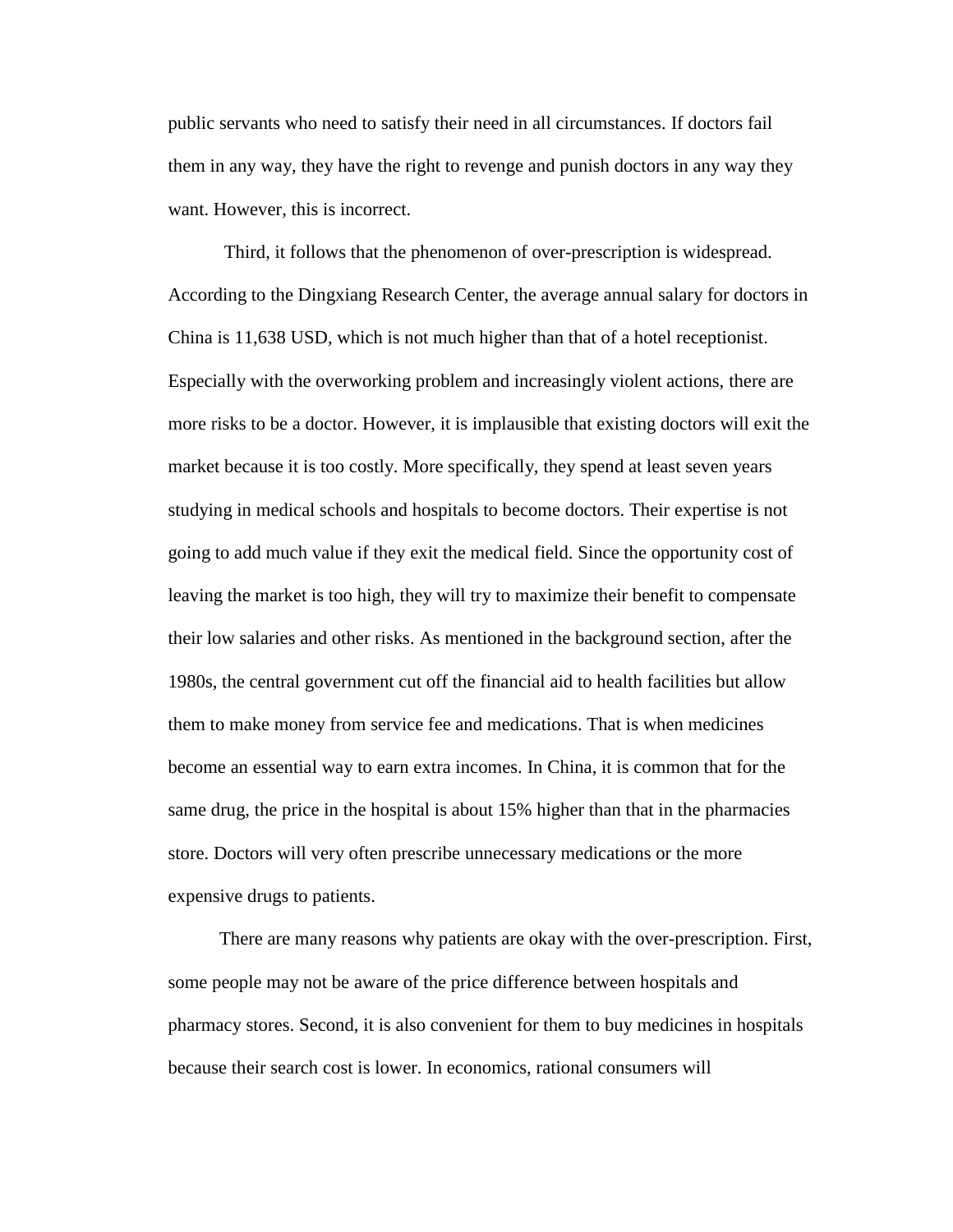public servants who need to satisfy their need in all circumstances. If doctors fail them in any way, they have the right to revenge and punish doctors in any way they want. However, this is incorrect.

Third, it follows that the phenomenon of over-prescription is widespread. According to the Dingxiang Research Center, the average annual salary for doctors in China is 11,638 USD, which is not much higher than that of a hotel receptionist. Especially with the overworking problem and increasingly violent actions, there are more risks to be a doctor. However, it is implausible that existing doctors will exit the market because it is too costly. More specifically, they spend at least seven years studying in medical schools and hospitals to become doctors. Their expertise is not going to add much value if they exit the medical field. Since the opportunity cost of leaving the market is too high, they will try to maximize their benefit to compensate their low salaries and other risks. As mentioned in the background section, after the 1980s, the central government cut off the financial aid to health facilities but allow them to make money from service fee and medications. That is when medicines become an essential way to earn extra incomes. In China, it is common that for the same drug, the price in the hospital is about 15% higher than that in the pharmacies store. Doctors will very often prescribe unnecessary medications or the more expensive drugs to patients.

There are many reasons why patients are okay with the over-prescription. First, some people may not be aware of the price difference between hospitals and pharmacy stores. Second, it is also convenient for them to buy medicines in hospitals because their search cost is lower. In economics, rational consumers will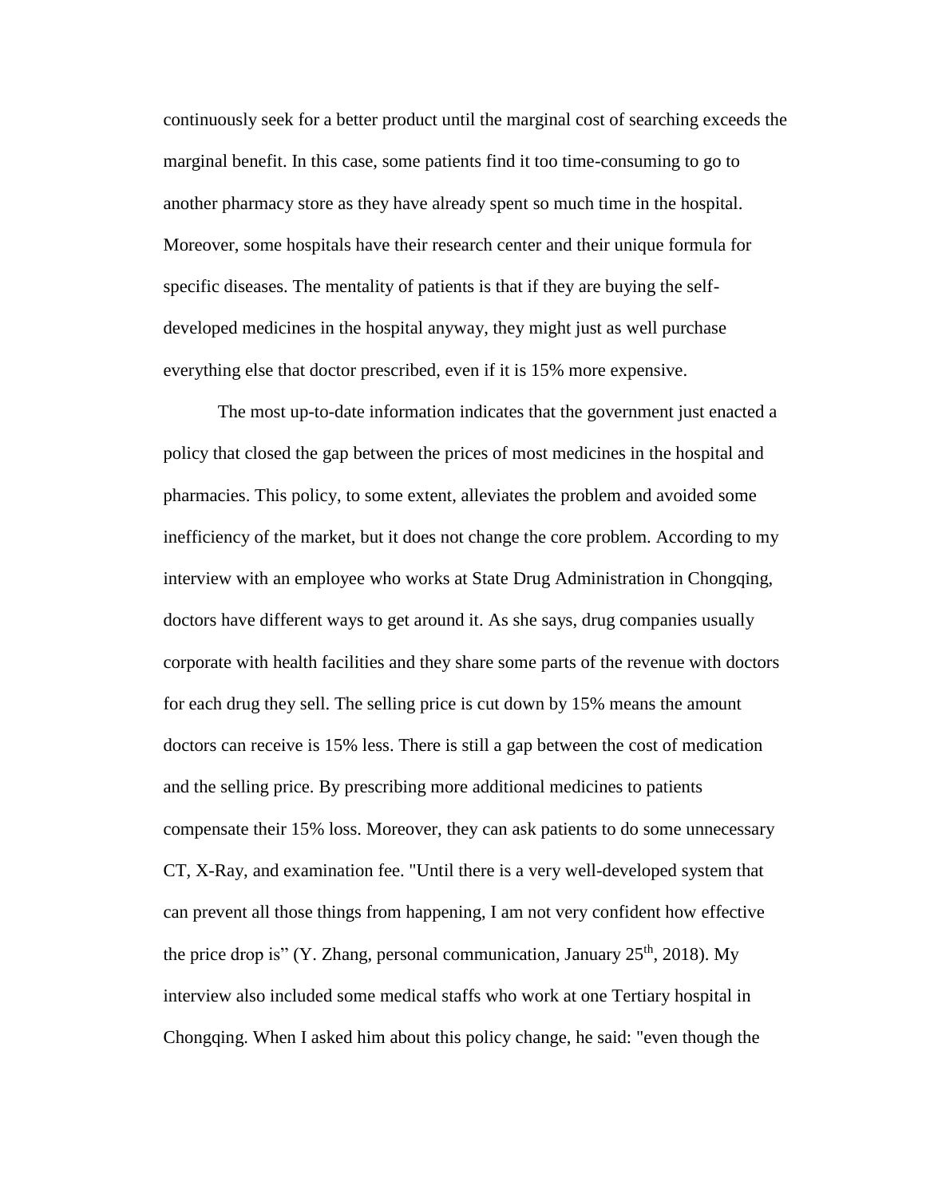continuously seek for a better product until the marginal cost of searching exceeds the marginal benefit. In this case, some patients find it too time-consuming to go to another pharmacy store as they have already spent so much time in the hospital. Moreover, some hospitals have their research center and their unique formula for specific diseases. The mentality of patients is that if they are buying the self-developed medicines in the hospital anyway, they might just as well purchase everything else that doctor prescribed, even if it is 15% more expensive.

The most up-to-date information indicates that the government just enacted a policy that closed the gap between the prices of most medicines in the hospital and pharmacies. This policy, to some extent, alleviates the problem and avoided some inefficiency of the market, but it does not change the core problem. According to my interview with an employee who works at State Drug Administration in Chongqing, doctors have different ways to get around it. As she says, drug companies usually corporate with health facilities and they share some parts of the revenue with doctors for each drug they sell. The selling price is cut down by 15% means the amount doctors can receive is 15% less. There is still a gap between the cost of medication and the selling price. By prescribing more additional medicines to patients compensate their 15% loss. Moreover, they can ask patients to do some unnecessary CT, X-Ray, and examination fee. "Until there is a very well-developed system that can prevent all those things from happening, I am not very confident how effective the price drop is" (Y. Zhang, personal communication, January 25th, 2018). My interview also included some medical staffs who work at one Tertiary hospital in Chongqing. When I asked him about this policy change, he said: "even though the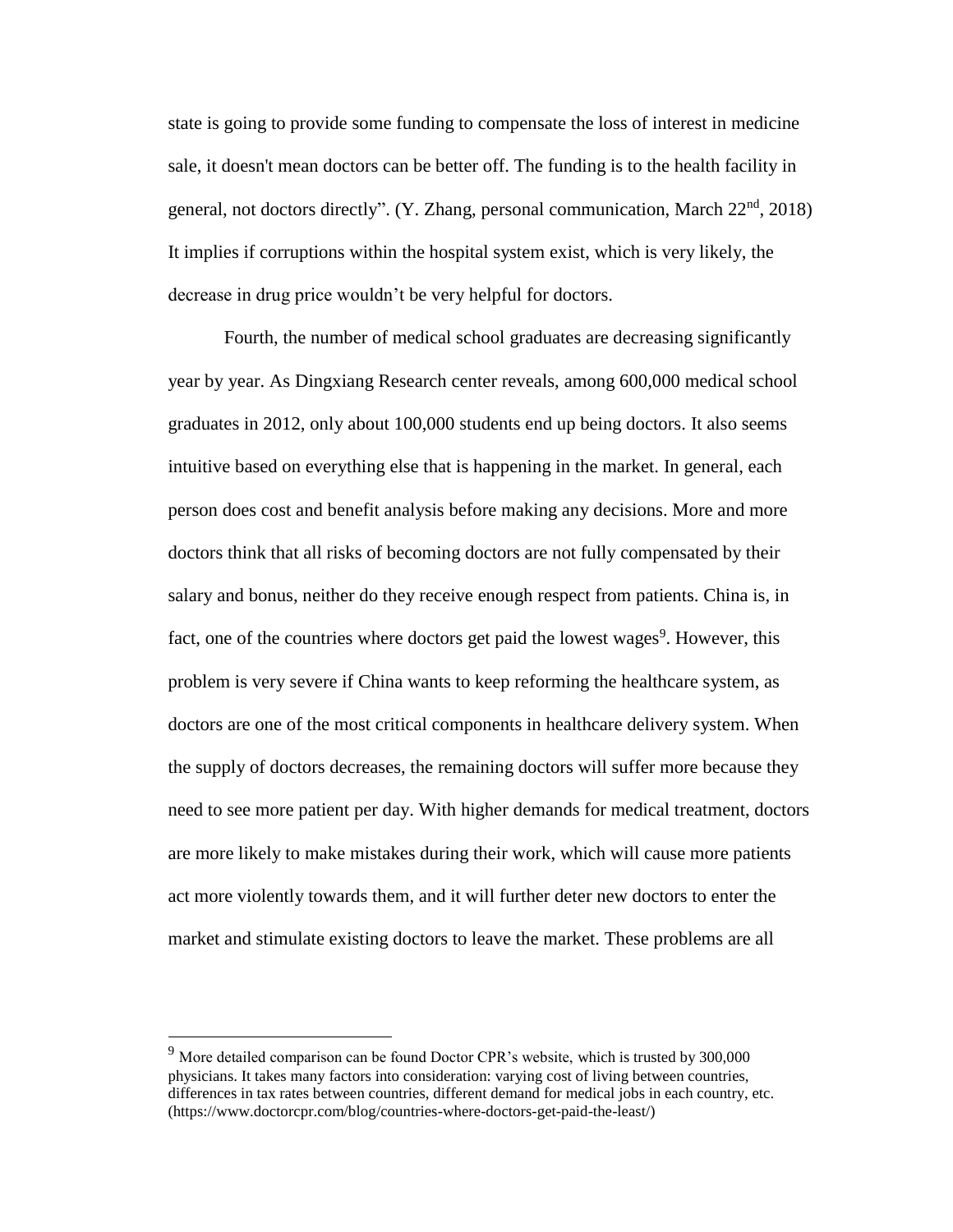state is going to provide some funding to compensate the loss of interest in medicine sale, it doesn't mean doctors can be better off. The funding is to the health facility in general, not doctors directly". (Y. Zhang, personal communication, March 22nd, 2018) It implies if corruptions within the hospital system exist, which is very likely, the decrease in drug price wouldn't be very helpful for doctors.

Fourth, the number of medical school graduates are decreasing significantly year by year. As Dingxiang Research center reveals, among 600,000 medical school graduates in 2012, only about 100,000 students end up being doctors. It also seems intuitive based on everything else that is happening in the market. In general, each person does cost and benefit analysis before making any decisions. More and more doctors think that all risks of becoming doctors are not fully compensated by their salary and bonus, neither do they receive enough respect from patients. China is, in fact, one of the countries where doctors get paid the lowest wages[9]. However, this problem is very severe if China wants to keep reforming the healthcare system, as doctors are one of the most critical components in healthcare delivery system. When the supply of doctors decreases, the remaining doctors will suffer more because they need to see more patient per day. With higher demands for medical treatment, doctors are more likely to make mistakes during their work, which will cause more patients act more violently towards them, and it will further deter new doctors to enter the market and stimulate existing doctors to leave the market. These problems are all

[9] More detailed comparison can be found Doctor CPR's website, which is trusted by 300,000 physicians. It takes many factors into consideration: varying cost of living between countries, differences in tax rates between countries, different demand for medical jobs in each country, etc. (https://www.doctorcpr.com/blog/countries-where-doctors-get-paid-the-least/)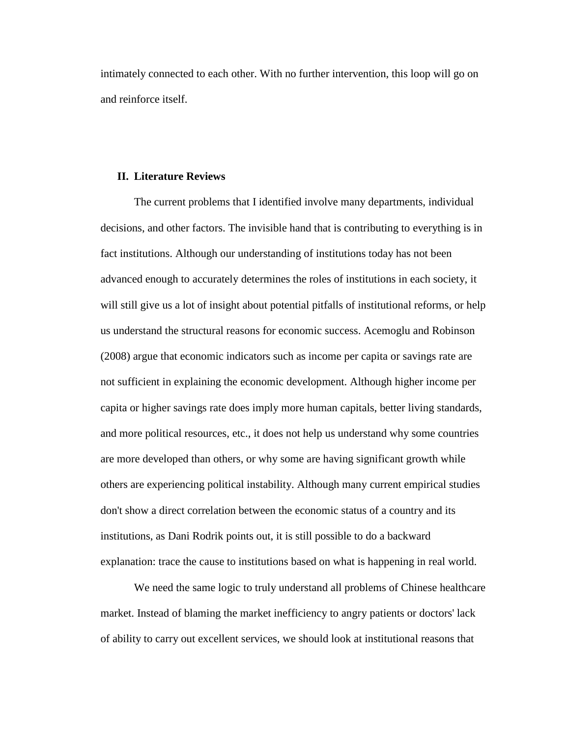intimately connected to each other. With no further intervention, this loop will go on and reinforce itself.

## II. Literature Reviews

The current problems that I identified involve many departments, individual decisions, and other factors. The invisible hand that is contributing to everything is in fact institutions. Although our understanding of institutions today has not been advanced enough to accurately determines the roles of institutions in each society, it will still give us a lot of insight about potential pitfalls of institutional reforms, or help us understand the structural reasons for economic success. Acemoglu and Robinson (2008) argue that economic indicators such as income per capita or savings rate are not sufficient in explaining the economic development. Although higher income per capita or higher savings rate does imply more human capitals, better living standards, and more political resources, etc., it does not help us understand why some countries are more developed than others, or why some are having significant growth while others are experiencing political instability. Although many current empirical studies don't show a direct correlation between the economic status of a country and its institutions, as Dani Rodrik points out, it is still possible to do a backward explanation: trace the cause to institutions based on what is happening in real world.

We need the same logic to truly understand all problems of Chinese healthcare market. Instead of blaming the market inefficiency to angry patients or doctors' lack of ability to carry out excellent services, we should look at institutional reasons that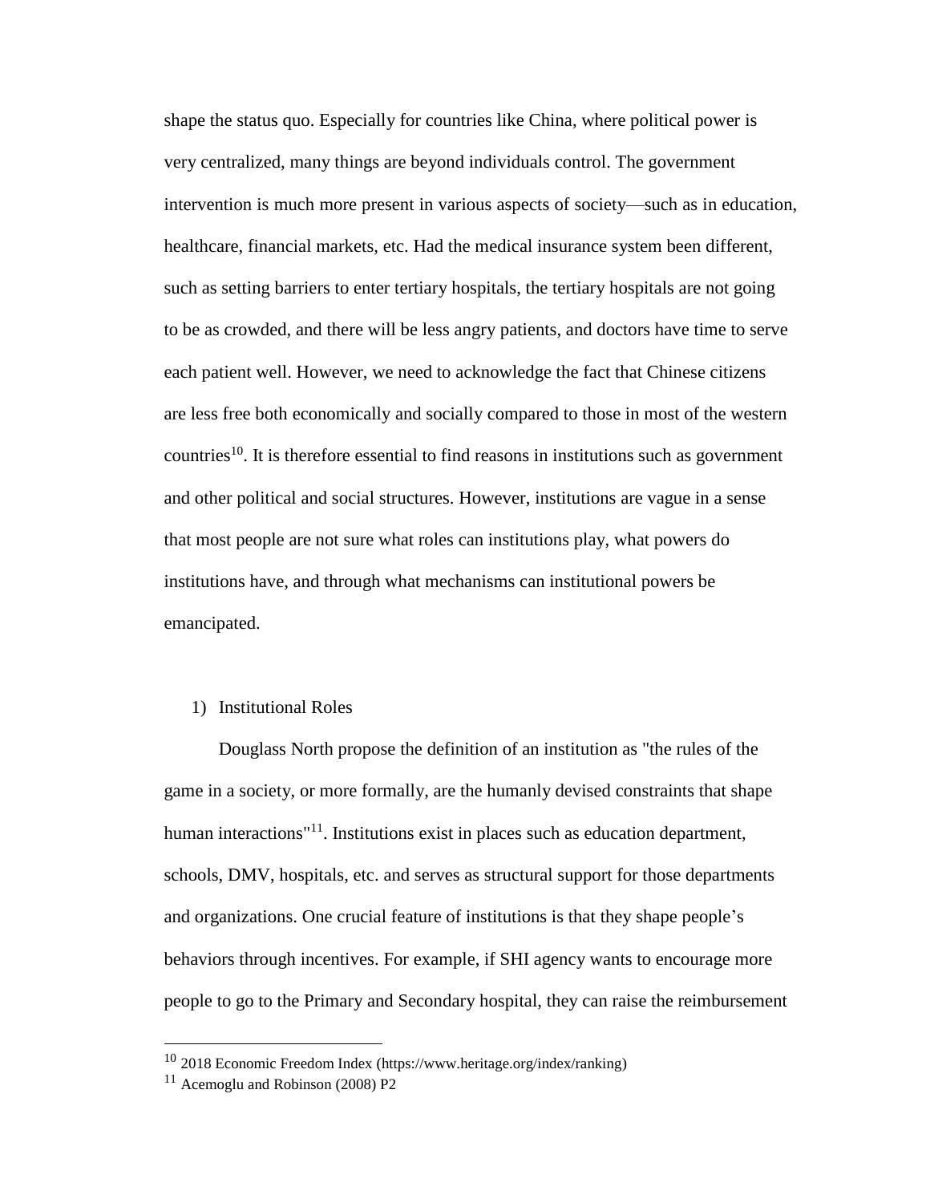shape the status quo. Especially for countries like China, where political power is very centralized, many things are beyond individuals control. The government intervention is much more present in various aspects of society—such as in education, healthcare, financial markets, etc. Had the medical insurance system been different, such as setting barriers to enter tertiary hospitals, the tertiary hospitals are not going to be as crowded, and there will be less angry patients, and doctors have time to serve each patient well. However, we need to acknowledge the fact that Chinese citizens are less free both economically and socially compared to those in most of the western countries[10]. It is therefore essential to find reasons in institutions such as government and other political and social structures. However, institutions are vague in a sense that most people are not sure what roles can institutions play, what powers do institutions have, and through what mechanisms can institutional powers be emancipated.

1) Institutional Roles

Douglass North propose the definition of an institution as "the rules of the game in a society, or more formally, are the humanly devised constraints that shape human interactions"[11]. Institutions exist in places such as education department, schools, DMV, hospitals, etc. and serves as structural support for those departments and organizations. One crucial feature of institutions is that they shape people's behaviors through incentives. For example, if SHI agency wants to encourage more people to go to the Primary and Secondary hospital, they can raise the reimbursement

---

[10] 2018 Economic Freedom Index (https://www.heritage.org/index/ranking)

[11] Acemoglu and Robinson (2008) P2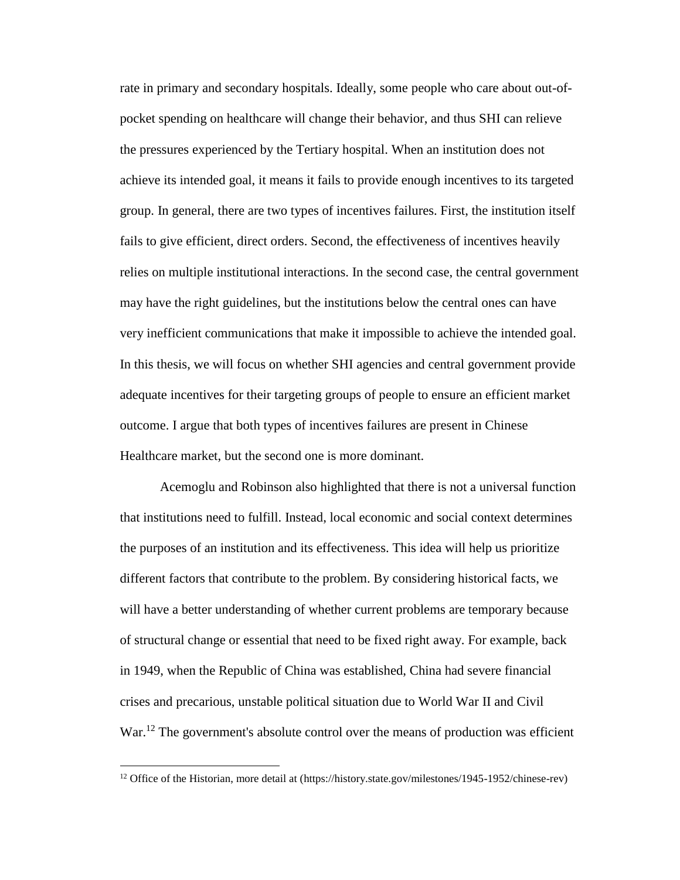rate in primary and secondary hospitals. Ideally, some people who care about out-of-pocket spending on healthcare will change their behavior, and thus SHI can relieve the pressures experienced by the Tertiary hospital. When an institution does not achieve its intended goal, it means it fails to provide enough incentives to its targeted group. In general, there are two types of incentives failures. First, the institution itself fails to give efficient, direct orders. Second, the effectiveness of incentives heavily relies on multiple institutional interactions. In the second case, the central government may have the right guidelines, but the institutions below the central ones can have very inefficient communications that make it impossible to achieve the intended goal. In this thesis, we will focus on whether SHI agencies and central government provide adequate incentives for their targeting groups of people to ensure an efficient market outcome. I argue that both types of incentives failures are present in Chinese Healthcare market, but the second one is more dominant.

Acemoglu and Robinson also highlighted that there is not a universal function that institutions need to fulfill. Instead, local economic and social context determines the purposes of an institution and its effectiveness. This idea will help us prioritize different factors that contribute to the problem. By considering historical facts, we will have a better understanding of whether current problems are temporary because of structural change or essential that need to be fixed right away. For example, back in 1949, when the Republic of China was established, China had severe financial crises and precarious, unstable political situation due to World War II and Civil War.[12] The government's absolute control over the means of production was efficient

[12] Office of the Historian, more detail at (https://history.state.gov/milestones/1945-1952/chinese-rev)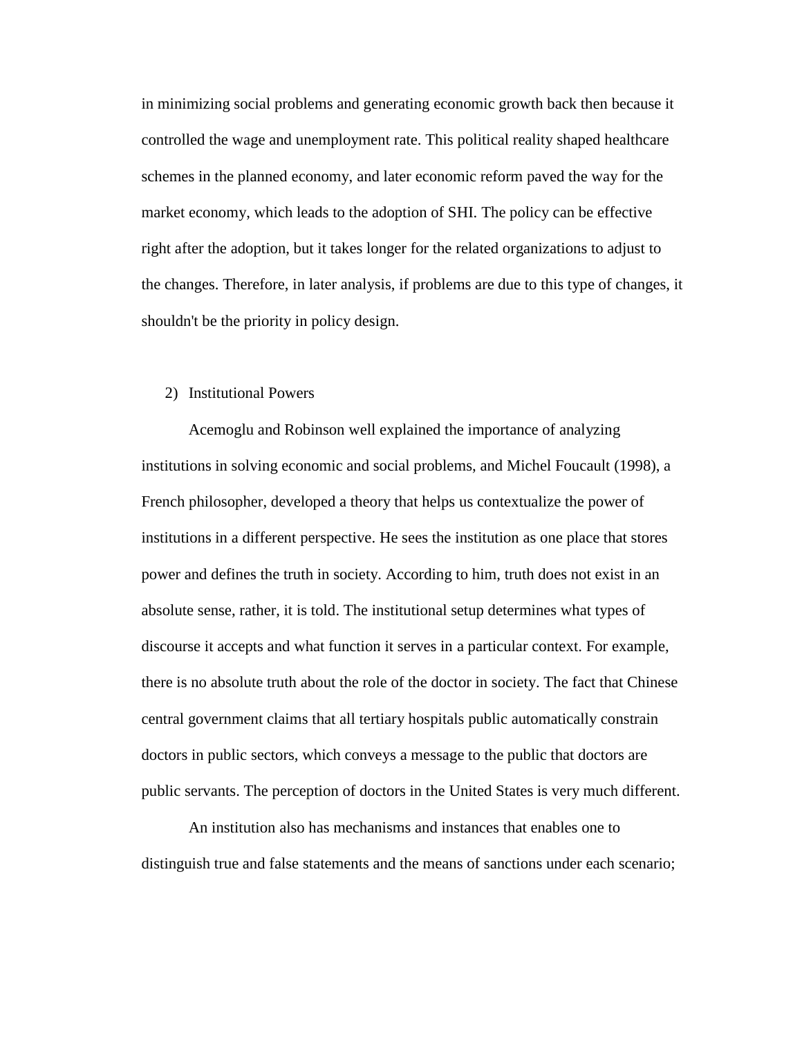in minimizing social problems and generating economic growth back then because it controlled the wage and unemployment rate. This political reality shaped healthcare schemes in the planned economy, and later economic reform paved the way for the market economy, which leads to the adoption of SHI. The policy can be effective right after the adoption, but it takes longer for the related organizations to adjust to the changes. Therefore, in later analysis, if problems are due to this type of changes, it shouldn't be the priority in policy design.

2) Institutional Powers

Acemoglu and Robinson well explained the importance of analyzing institutions in solving economic and social problems, and Michel Foucault (1998), a French philosopher, developed a theory that helps us contextualize the power of institutions in a different perspective. He sees the institution as one place that stores power and defines the truth in society. According to him, truth does not exist in an absolute sense, rather, it is told. The institutional setup determines what types of discourse it accepts and what function it serves in a particular context. For example, there is no absolute truth about the role of the doctor in society. The fact that Chinese central government claims that all tertiary hospitals public automatically constrain doctors in public sectors, which conveys a message to the public that doctors are public servants. The perception of doctors in the United States is very much different.

An institution also has mechanisms and instances that enables one to distinguish true and false statements and the means of sanctions under each scenario;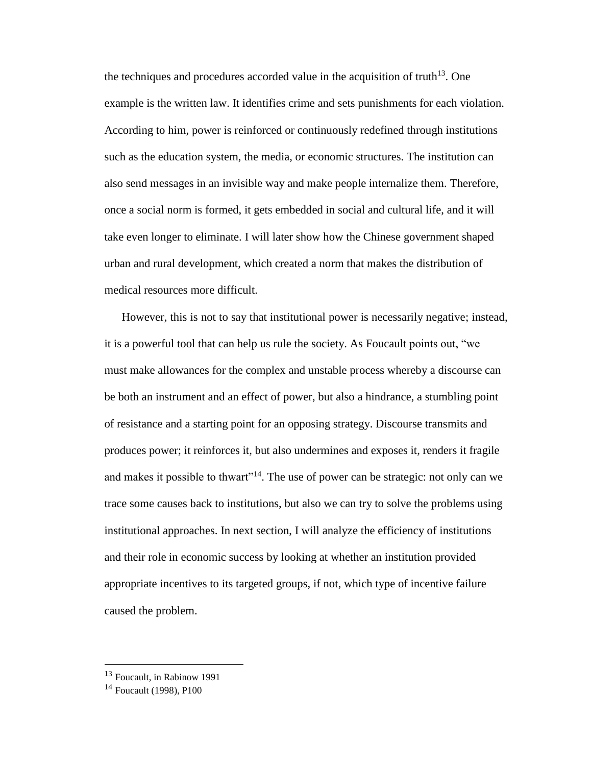the techniques and procedures accorded value in the acquisition of truth[13]. One example is the written law. It identifies crime and sets punishments for each violation. According to him, power is reinforced or continuously redefined through institutions such as the education system, the media, or economic structures. The institution can also send messages in an invisible way and make people internalize them. Therefore, once a social norm is formed, it gets embedded in social and cultural life, and it will take even longer to eliminate. I will later show how the Chinese government shaped urban and rural development, which created a norm that makes the distribution of medical resources more difficult.

However, this is not to say that institutional power is necessarily negative; instead, it is a powerful tool that can help us rule the society. As Foucault points out, "we must make allowances for the complex and unstable process whereby a discourse can be both an instrument and an effect of power, but also a hindrance, a stumbling point of resistance and a starting point for an opposing strategy. Discourse transmits and produces power; it reinforces it, but also undermines and exposes it, renders it fragile and makes it possible to thwart"[14]. The use of power can be strategic: not only can we trace some causes back to institutions, but also we can try to solve the problems using institutional approaches. In next section, I will analyze the efficiency of institutions and their role in economic success by looking at whether an institution provided appropriate incentives to its targeted groups, if not, which type of incentive failure caused the problem.

---

[13] Foucault, in Rabinow 1991

[14] Foucault (1998), P100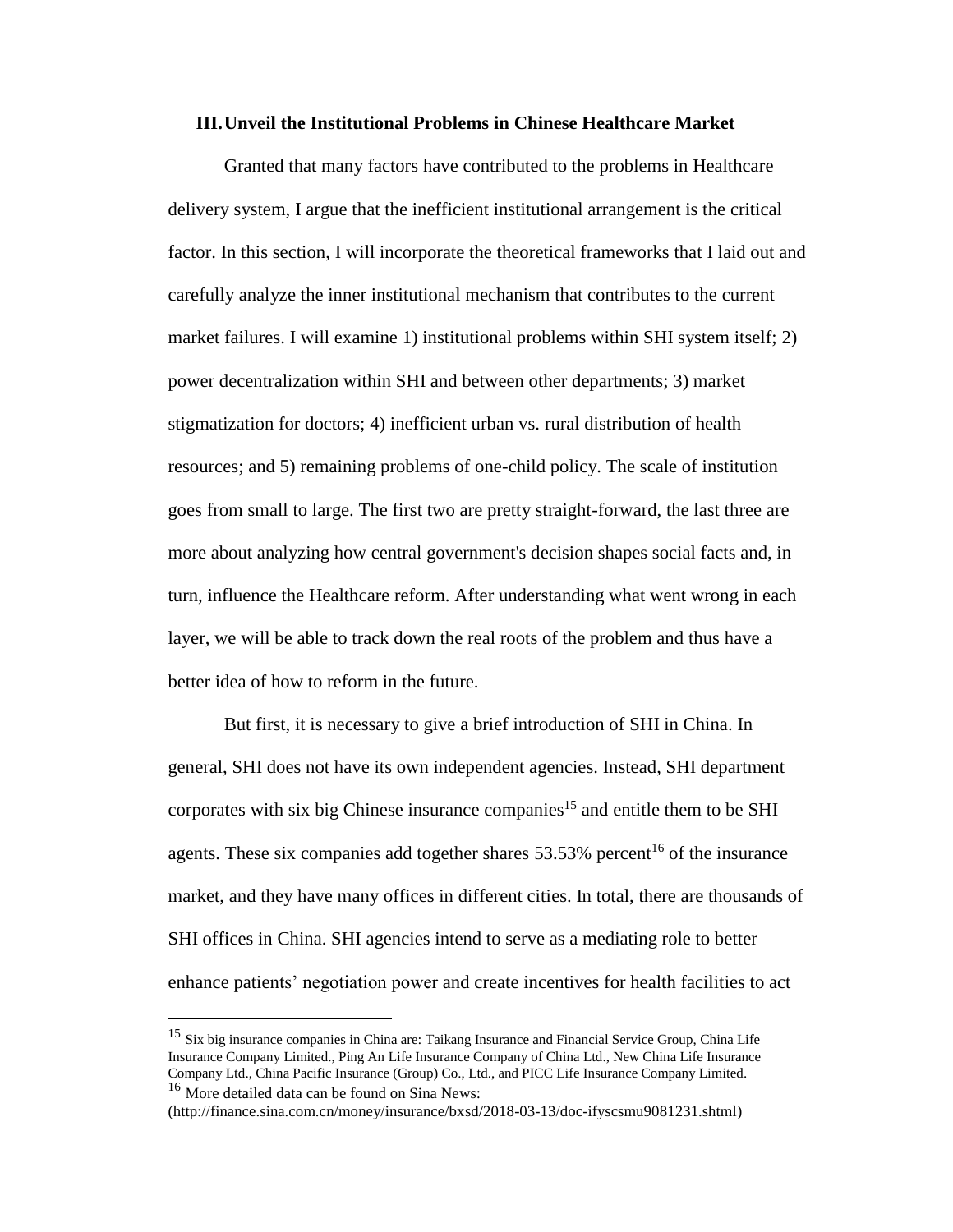## III. Unveil the Institutional Problems in Chinese Healthcare Market

Granted that many factors have contributed to the problems in Healthcare delivery system, I argue that the inefficient institutional arrangement is the critical factor. In this section, I will incorporate the theoretical frameworks that I laid out and carefully analyze the inner institutional mechanism that contributes to the current market failures. I will examine 1) institutional problems within SHI system itself; 2) power decentralization within SHI and between other departments; 3) market stigmatization for doctors; 4) inefficient urban vs. rural distribution of health resources; and 5) remaining problems of one-child policy. The scale of institution goes from small to large. The first two are pretty straight-forward, the last three are more about analyzing how central government's decision shapes social facts and, in turn, influence the Healthcare reform. After understanding what went wrong in each layer, we will be able to track down the real roots of the problem and thus have a better idea of how to reform in the future.

But first, it is necessary to give a brief introduction of SHI in China. In general, SHI does not have its own independent agencies. Instead, SHI department corporates with six big Chinese insurance companies[15] and entitle them to be SHI agents. These six companies add together shares 53.53% percent[16] of the insurance market, and they have many offices in different cities. In total, there are thousands of SHI offices in China. SHI agencies intend to serve as a mediating role to better enhance patients' negotiation power and create incentives for health facilities to act

---

[15] Six big insurance companies in China are: Taikang Insurance and Financial Service Group, China Life Insurance Company Limited., Ping An Life Insurance Company of China Ltd., New China Life Insurance Company Ltd., China Pacific Insurance (Group) Co., Ltd., and PICC Life Insurance Company Limited.

[16] More detailed data can be found on Sina News: (http://finance.sina.com.cn/money/insurance/bxsd/2018-03-13/doc-ifyscsmu9081231.shtml)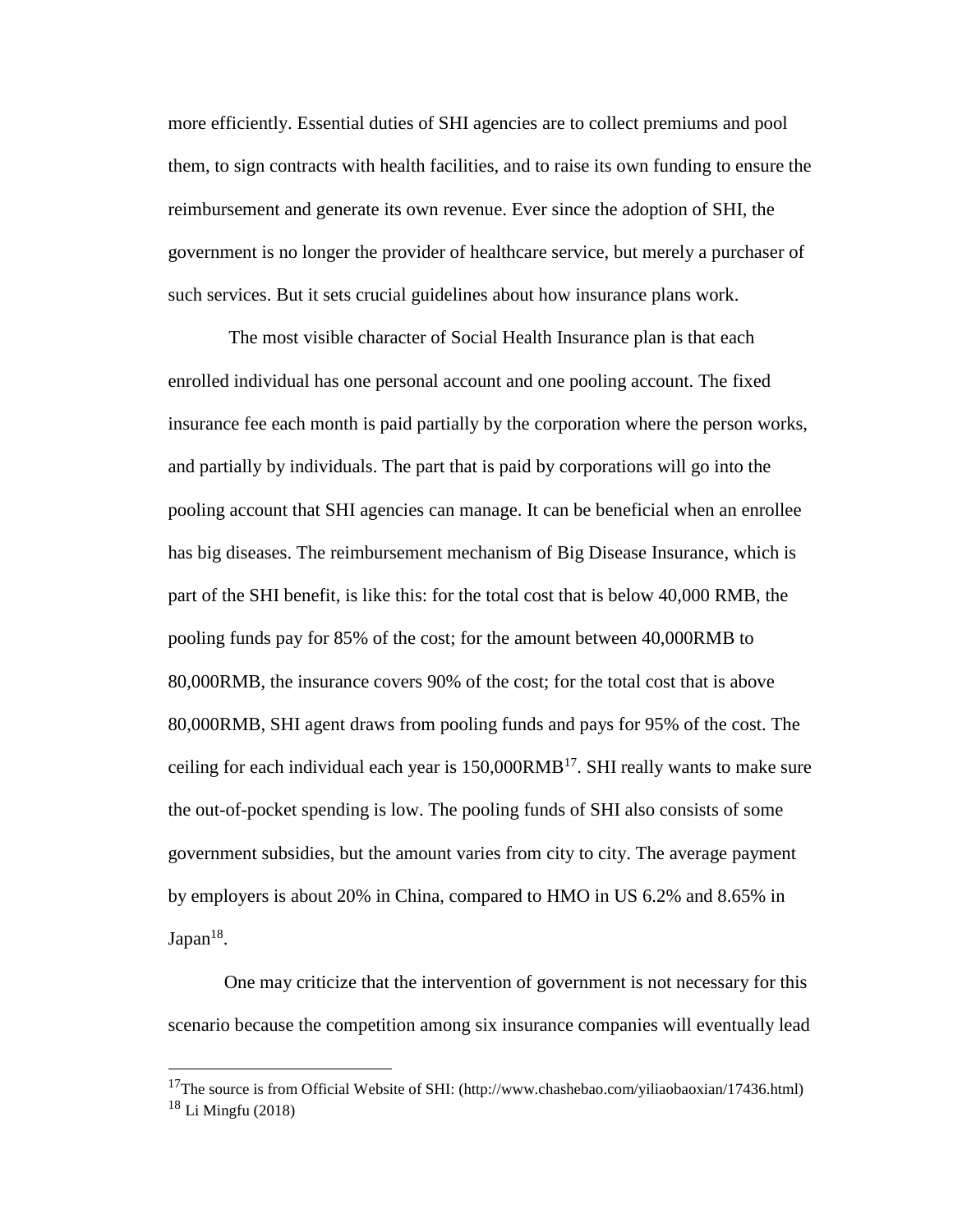more efficiently. Essential duties of SHI agencies are to collect premiums and pool them, to sign contracts with health facilities, and to raise its own funding to ensure the reimbursement and generate its own revenue. Ever since the adoption of SHI, the government is no longer the provider of healthcare service, but merely a purchaser of such services. But it sets crucial guidelines about how insurance plans work.

The most visible character of Social Health Insurance plan is that each enrolled individual has one personal account and one pooling account. The fixed insurance fee each month is paid partially by the corporation where the person works, and partially by individuals. The part that is paid by corporations will go into the pooling account that SHI agencies can manage. It can be beneficial when an enrollee has big diseases. The reimbursement mechanism of Big Disease Insurance, which is part of the SHI benefit, is like this: for the total cost that is below 40,000 RMB, the pooling funds pay for 85% of the cost; for the amount between 40,000RMB to 80,000RMB, the insurance covers 90% of the cost; for the total cost that is above 80,000RMB, SHI agent draws from pooling funds and pays for 95% of the cost. The ceiling for each individual each year is 150,000RMB[17]. SHI really wants to make sure the out-of-pocket spending is low. The pooling funds of SHI also consists of some government subsidies, but the amount varies from city to city. The average payment by employers is about 20% in China, compared to HMO in US 6.2% and 8.65% in Japan[18].

One may criticize that the intervention of government is not necessary for this scenario because the competition among six insurance companies will eventually lead

---

[17] The source is from Official Website of SHI: (http://www.chashebao.com/yiliaobaoxian/17436.html)

[18] Li Mingfu (2018)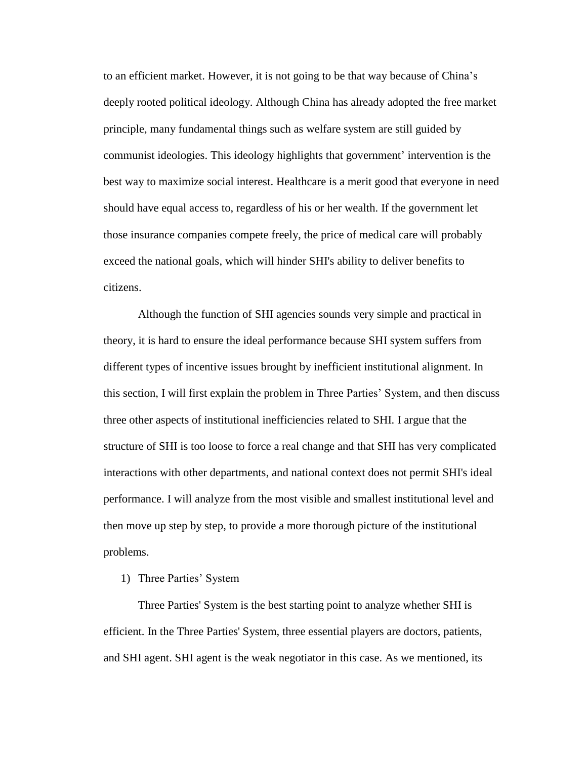to an efficient market. However, it is not going to be that way because of China's deeply rooted political ideology. Although China has already adopted the free market principle, many fundamental things such as welfare system are still guided by communist ideologies. This ideology highlights that government' intervention is the best way to maximize social interest. Healthcare is a merit good that everyone in need should have equal access to, regardless of his or her wealth. If the government let those insurance companies compete freely, the price of medical care will probably exceed the national goals, which will hinder SHI's ability to deliver benefits to citizens.

Although the function of SHI agencies sounds very simple and practical in theory, it is hard to ensure the ideal performance because SHI system suffers from different types of incentive issues brought by inefficient institutional alignment. In this section, I will first explain the problem in Three Parties' System, and then discuss three other aspects of institutional inefficiencies related to SHI. I argue that the structure of SHI is too loose to force a real change and that SHI has very complicated interactions with other departments, and national context does not permit SHI's ideal performance. I will analyze from the most visible and smallest institutional level and then move up step by step, to provide a more thorough picture of the institutional problems.

1) Three Parties' System

Three Parties' System is the best starting point to analyze whether SHI is efficient. In the Three Parties' System, three essential players are doctors, patients, and SHI agent. SHI agent is the weak negotiator in this case. As we mentioned, its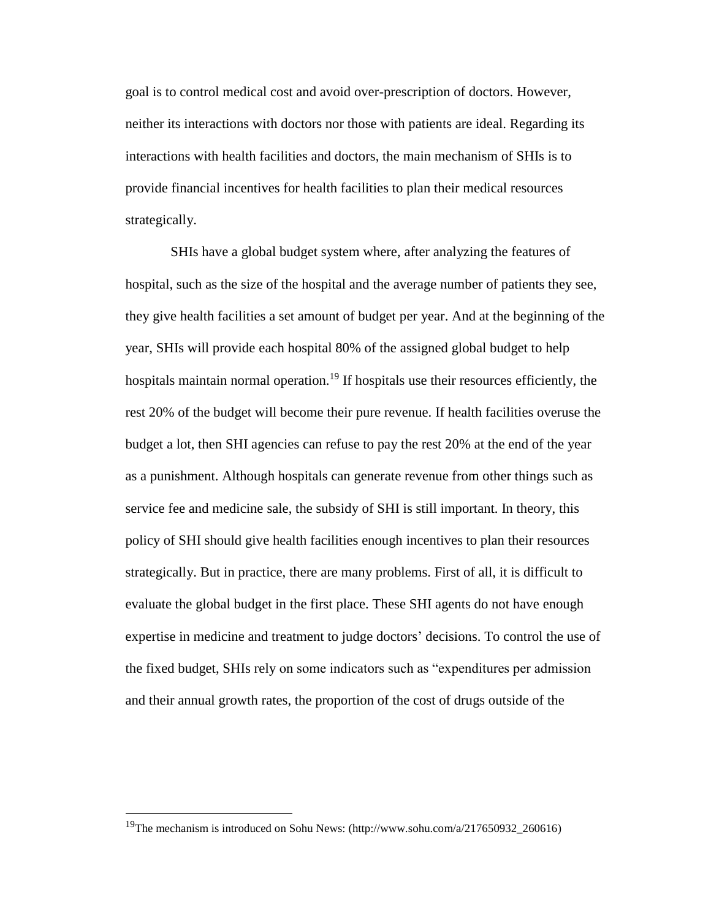goal is to control medical cost and avoid over-prescription of doctors. However, neither its interactions with doctors nor those with patients are ideal. Regarding its interactions with health facilities and doctors, the main mechanism of SHIs is to provide financial incentives for health facilities to plan their medical resources strategically.

SHIs have a global budget system where, after analyzing the features of hospital, such as the size of the hospital and the average number of patients they see, they give health facilities a set amount of budget per year. And at the beginning of the year, SHIs will provide each hospital 80% of the assigned global budget to help hospitals maintain normal operation.[19] If hospitals use their resources efficiently, the rest 20% of the budget will become their pure revenue. If health facilities overuse the budget a lot, then SHI agencies can refuse to pay the rest 20% at the end of the year as a punishment. Although hospitals can generate revenue from other things such as service fee and medicine sale, the subsidy of SHI is still important. In theory, this policy of SHI should give health facilities enough incentives to plan their resources strategically. But in practice, there are many problems. First of all, it is difficult to evaluate the global budget in the first place. These SHI agents do not have enough expertise in medicine and treatment to judge doctors' decisions. To control the use of the fixed budget, SHIs rely on some indicators such as "expenditures per admission and their annual growth rates, the proportion of the cost of drugs outside of the

[19] The mechanism is introduced on Sohu News: (http://www.sohu.com/a/217650932_260616)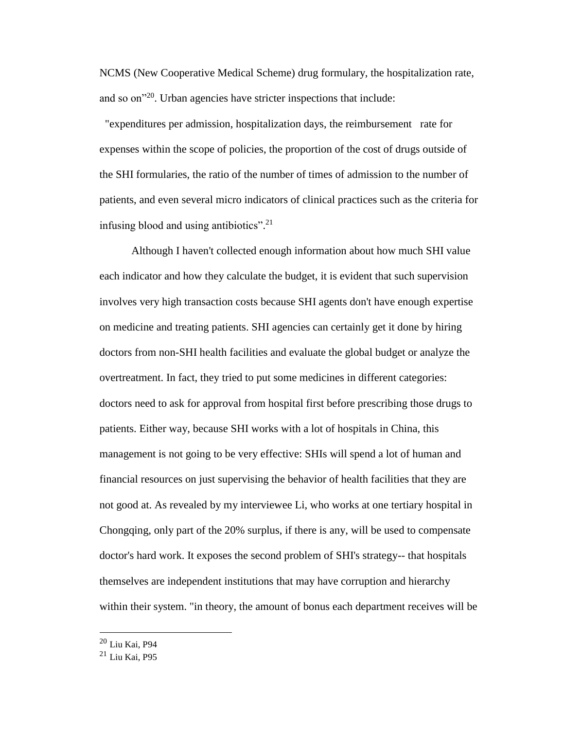NCMS (New Cooperative Medical Scheme) drug formulary, the hospitalization rate, and so on"[20]. Urban agencies have stricter inspections that include:

"expenditures per admission, hospitalization days, the reimbursement rate for expenses within the scope of policies, the proportion of the cost of drugs outside of the SHI formularies, the ratio of the number of times of admission to the number of patients, and even several micro indicators of clinical practices such as the criteria for infusing blood and using antibiotics".[21]

Although I haven't collected enough information about how much SHI value each indicator and how they calculate the budget, it is evident that such supervision involves very high transaction costs because SHI agents don't have enough expertise on medicine and treating patients. SHI agencies can certainly get it done by hiring doctors from non-SHI health facilities and evaluate the global budget or analyze the overtreatment. In fact, they tried to put some medicines in different categories: doctors need to ask for approval from hospital first before prescribing those drugs to patients. Either way, because SHI works with a lot of hospitals in China, this management is not going to be very effective: SHIs will spend a lot of human and financial resources on just supervising the behavior of health facilities that they are not good at. As revealed by my interviewee Li, who works at one tertiary hospital in Chongqing, only part of the 20% surplus, if there is any, will be used to compensate doctor's hard work. It exposes the second problem of SHI's strategy-- that hospitals themselves are independent institutions that may have corruption and hierarchy within their system. "in theory, the amount of bonus each department receives will be

---

[20] Liu Kai, P94

[21] Liu Kai, P95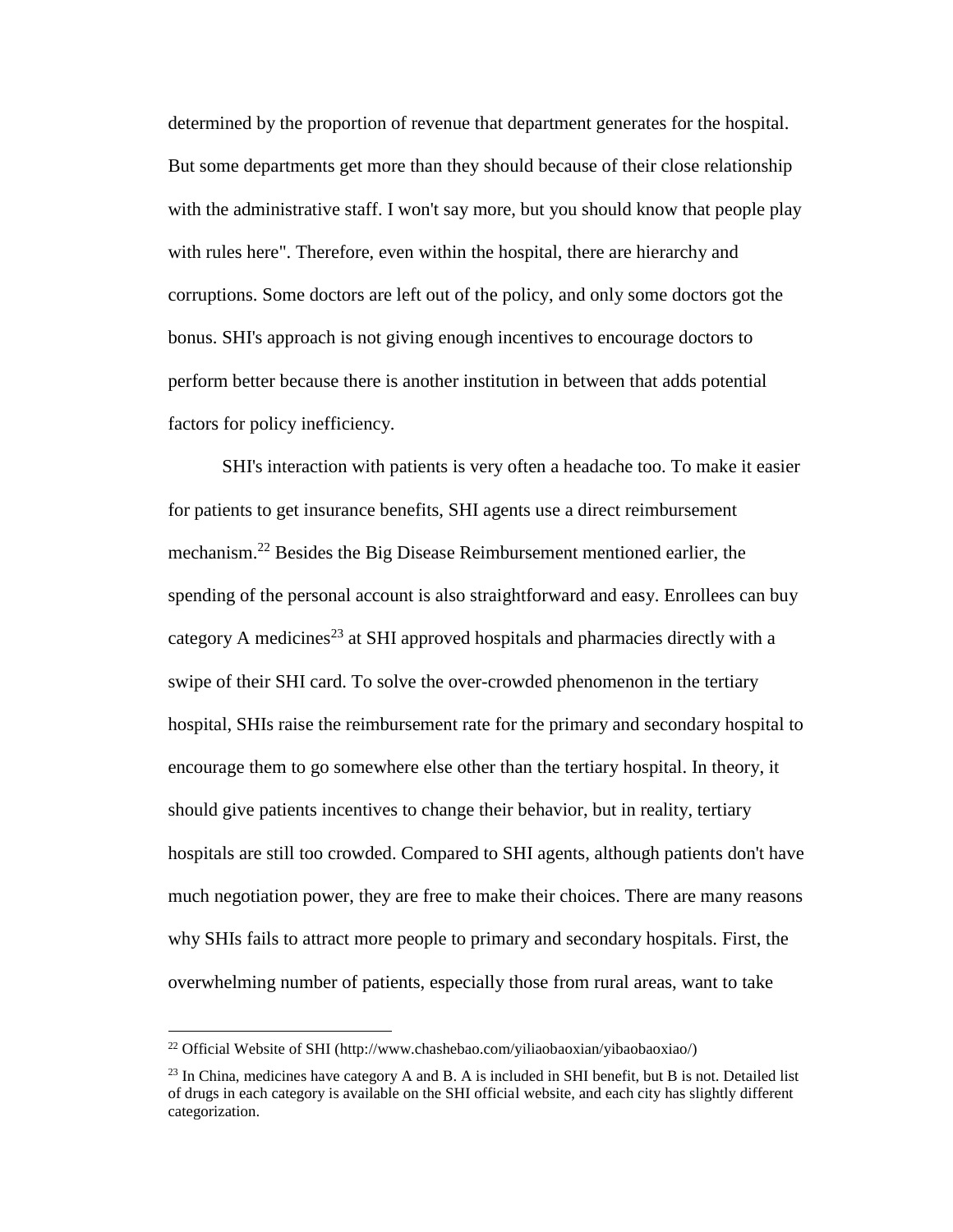determined by the proportion of revenue that department generates for the hospital. But some departments get more than they should because of their close relationship with the administrative staff. I won't say more, but you should know that people play with rules here". Therefore, even within the hospital, there are hierarchy and corruptions. Some doctors are left out of the policy, and only some doctors got the bonus. SHI's approach is not giving enough incentives to encourage doctors to perform better because there is another institution in between that adds potential factors for policy inefficiency.

SHI's interaction with patients is very often a headache too. To make it easier for patients to get insurance benefits, SHI agents use a direct reimbursement mechanism.[22] Besides the Big Disease Reimbursement mentioned earlier, the spending of the personal account is also straightforward and easy. Enrollees can buy category A medicines[23] at SHI approved hospitals and pharmacies directly with a swipe of their SHI card. To solve the over-crowded phenomenon in the tertiary hospital, SHIs raise the reimbursement rate for the primary and secondary hospital to encourage them to go somewhere else other than the tertiary hospital. In theory, it should give patients incentives to change their behavior, but in reality, tertiary hospitals are still too crowded. Compared to SHI agents, although patients don't have much negotiation power, they are free to make their choices. There are many reasons why SHIs fails to attract more people to primary and secondary hospitals. First, the overwhelming number of patients, especially those from rural areas, want to take

---

[22] Official Website of SHI (http://www.chashebao.com/yiliaobaoxian/yibaobaoxiao/)

[23] In China, medicines have category A and B. A is included in SHI benefit, but B is not. Detailed list of drugs in each category is available on the SHI official website, and each city has slightly different categorization.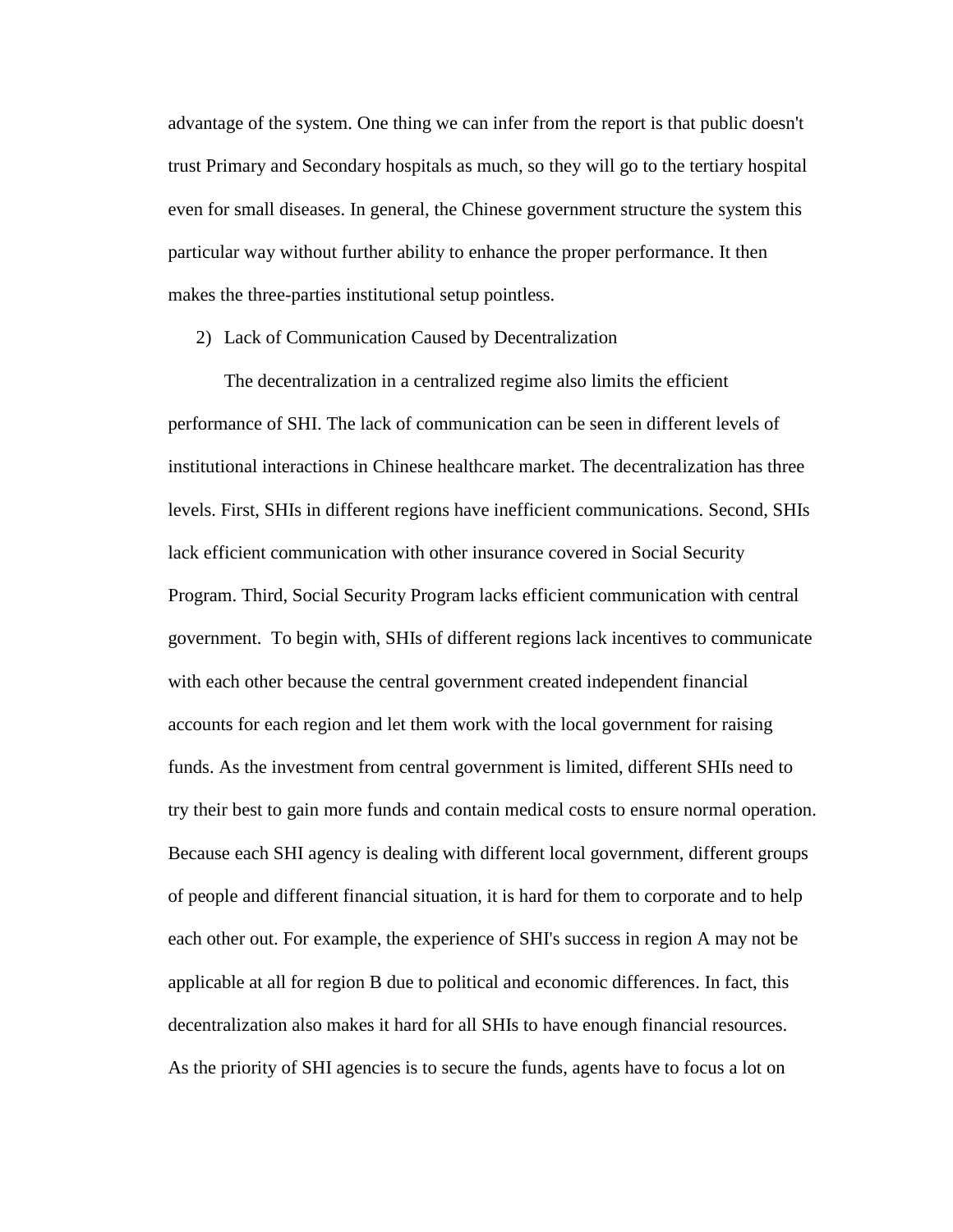advantage of the system. One thing we can infer from the report is that public doesn't trust Primary and Secondary hospitals as much, so they will go to the tertiary hospital even for small diseases. In general, the Chinese government structure the system this particular way without further ability to enhance the proper performance. It then makes the three-parties institutional setup pointless.

2) Lack of Communication Caused by Decentralization

The decentralization in a centralized regime also limits the efficient performance of SHI. The lack of communication can be seen in different levels of institutional interactions in Chinese healthcare market. The decentralization has three levels. First, SHIs in different regions have inefficient communications. Second, SHIs lack efficient communication with other insurance covered in Social Security Program. Third, Social Security Program lacks efficient communication with central government. To begin with, SHIs of different regions lack incentives to communicate with each other because the central government created independent financial accounts for each region and let them work with the local government for raising funds. As the investment from central government is limited, different SHIs need to try their best to gain more funds and contain medical costs to ensure normal operation. Because each SHI agency is dealing with different local government, different groups of people and different financial situation, it is hard for them to corporate and to help each other out. For example, the experience of SHI's success in region A may not be applicable at all for region B due to political and economic differences. In fact, this decentralization also makes it hard for all SHIs to have enough financial resources. As the priority of SHI agencies is to secure the funds, agents have to focus a lot on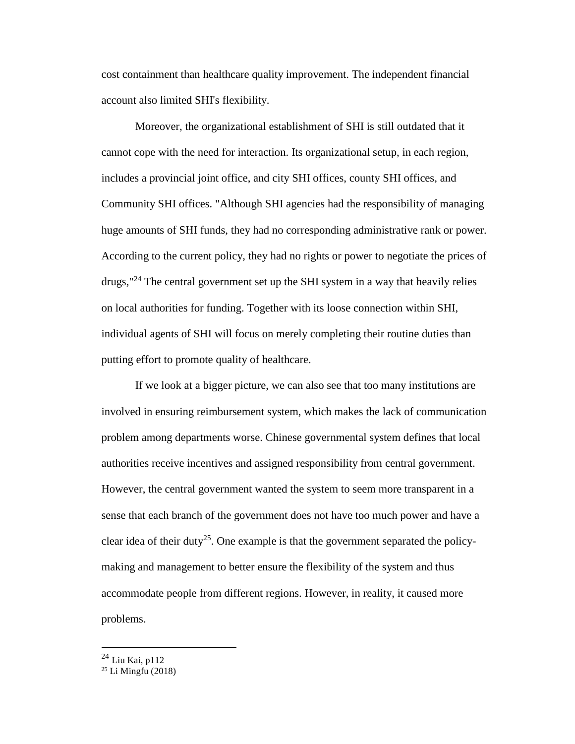cost containment than healthcare quality improvement. The independent financial account also limited SHI's flexibility.

Moreover, the organizational establishment of SHI is still outdated that it cannot cope with the need for interaction. Its organizational setup, in each region, includes a provincial joint office, and city SHI offices, county SHI offices, and Community SHI offices. "Although SHI agencies had the responsibility of managing huge amounts of SHI funds, they had no corresponding administrative rank or power. According to the current policy, they had no rights or power to negotiate the prices of drugs,"[24] The central government set up the SHI system in a way that heavily relies on local authorities for funding. Together with its loose connection within SHI, individual agents of SHI will focus on merely completing their routine duties than putting effort to promote quality of healthcare.

If we look at a bigger picture, we can also see that too many institutions are involved in ensuring reimbursement system, which makes the lack of communication problem among departments worse. Chinese governmental system defines that local authorities receive incentives and assigned responsibility from central government. However, the central government wanted the system to seem more transparent in a sense that each branch of the government does not have too much power and have a clear idea of their duty[25]. One example is that the government separated the policy-making and management to better ensure the flexibility of the system and thus accommodate people from different regions. However, in reality, it caused more problems.

---

[24] Liu Kai, p112

[25] Li Mingfu (2018)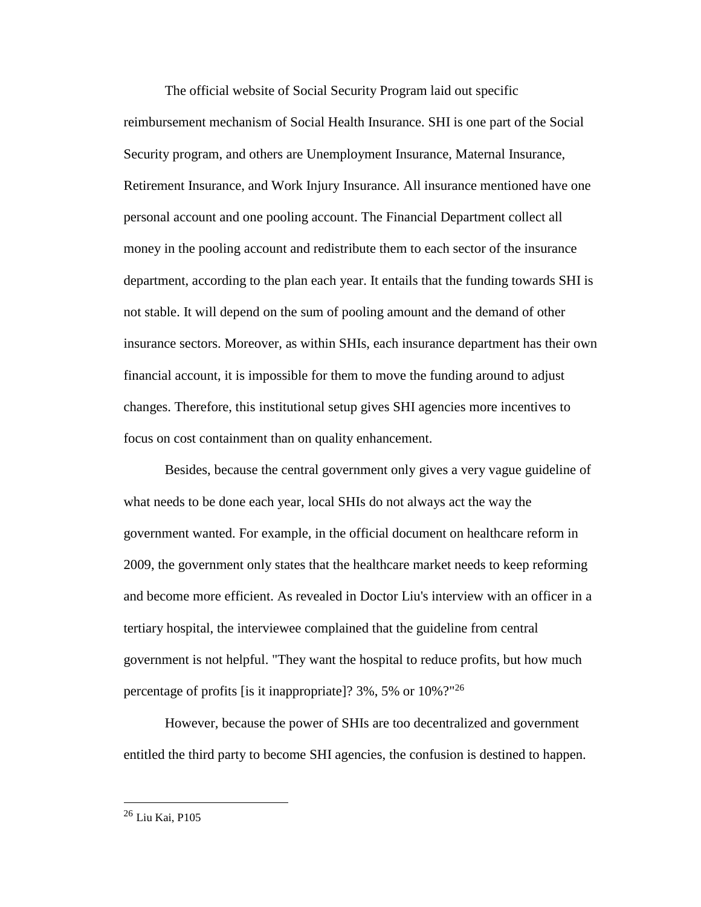The official website of Social Security Program laid out specific reimbursement mechanism of Social Health Insurance. SHI is one part of the Social Security program, and others are Unemployment Insurance, Maternal Insurance, Retirement Insurance, and Work Injury Insurance. All insurance mentioned have one personal account and one pooling account. The Financial Department collect all money in the pooling account and redistribute them to each sector of the insurance department, according to the plan each year. It entails that the funding towards SHI is not stable. It will depend on the sum of pooling amount and the demand of other insurance sectors. Moreover, as within SHIs, each insurance department has their own financial account, it is impossible for them to move the funding around to adjust changes. Therefore, this institutional setup gives SHI agencies more incentives to focus on cost containment than on quality enhancement.

Besides, because the central government only gives a very vague guideline of what needs to be done each year, local SHIs do not always act the way the government wanted. For example, in the official document on healthcare reform in 2009, the government only states that the healthcare market needs to keep reforming and become more efficient. As revealed in Doctor Liu's interview with an officer in a tertiary hospital, the interviewee complained that the guideline from central government is not helpful. "They want the hospital to reduce profits, but how much percentage of profits [is it inappropriate]? 3%, 5% or 10%?"[26]

However, because the power of SHIs are too decentralized and government entitled the third party to become SHI agencies, the confusion is destined to happen.

---

[26] Liu Kai, P105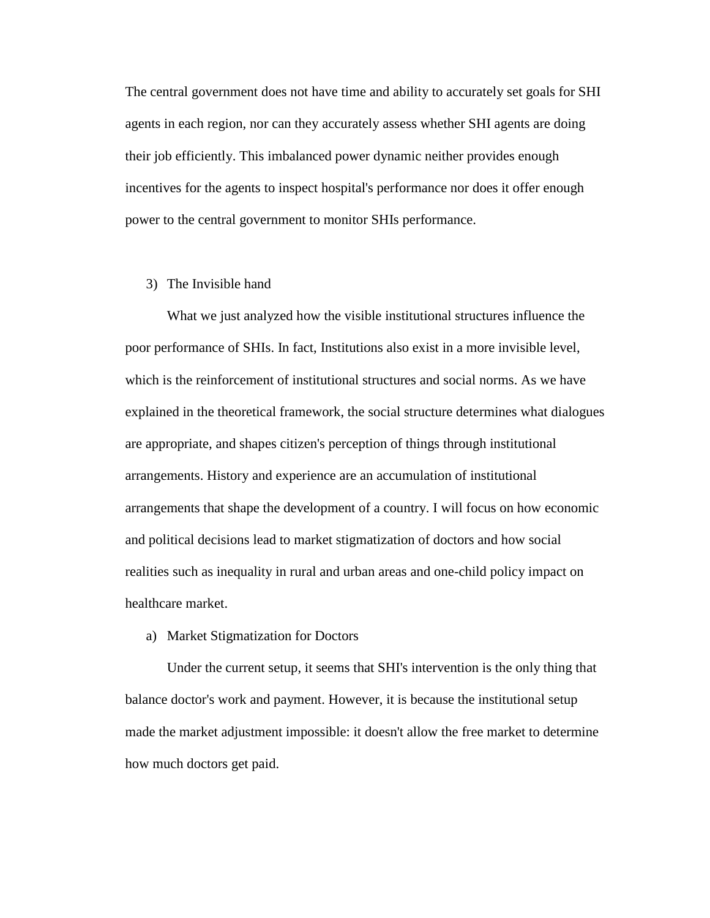The central government does not have time and ability to accurately set goals for SHI agents in each region, nor can they accurately assess whether SHI agents are doing their job efficiently. This imbalanced power dynamic neither provides enough incentives for the agents to inspect hospital's performance nor does it offer enough power to the central government to monitor SHIs performance.

3) The Invisible hand

What we just analyzed how the visible institutional structures influence the poor performance of SHIs. In fact, Institutions also exist in a more invisible level, which is the reinforcement of institutional structures and social norms. As we have explained in the theoretical framework, the social structure determines what dialogues are appropriate, and shapes citizen's perception of things through institutional arrangements. History and experience are an accumulation of institutional arrangements that shape the development of a country. I will focus on how economic and political decisions lead to market stigmatization of doctors and how social realities such as inequality in rural and urban areas and one-child policy impact on healthcare market.

a) Market Stigmatization for Doctors

Under the current setup, it seems that SHI's intervention is the only thing that balance doctor's work and payment. However, it is because the institutional setup made the market adjustment impossible: it doesn't allow the free market to determine how much doctors get paid.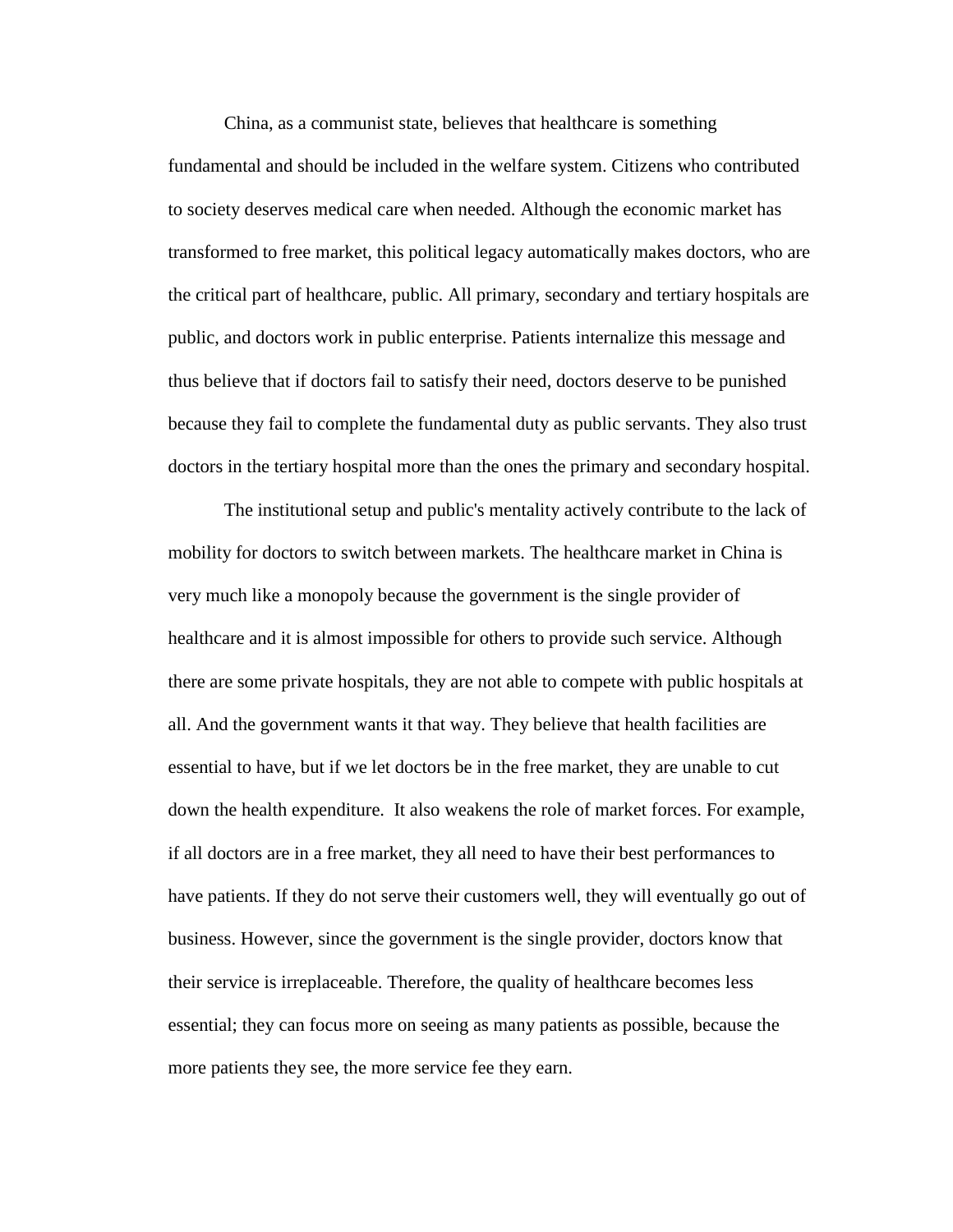China, as a communist state, believes that healthcare is something fundamental and should be included in the welfare system. Citizens who contributed to society deserves medical care when needed. Although the economic market has transformed to free market, this political legacy automatically makes doctors, who are the critical part of healthcare, public. All primary, secondary and tertiary hospitals are public, and doctors work in public enterprise. Patients internalize this message and thus believe that if doctors fail to satisfy their need, doctors deserve to be punished because they fail to complete the fundamental duty as public servants. They also trust doctors in the tertiary hospital more than the ones the primary and secondary hospital.

The institutional setup and public's mentality actively contribute to the lack of mobility for doctors to switch between markets. The healthcare market in China is very much like a monopoly because the government is the single provider of healthcare and it is almost impossible for others to provide such service. Although there are some private hospitals, they are not able to compete with public hospitals at all. And the government wants it that way. They believe that health facilities are essential to have, but if we let doctors be in the free market, they are unable to cut down the health expenditure. It also weakens the role of market forces. For example, if all doctors are in a free market, they all need to have their best performances to have patients. If they do not serve their customers well, they will eventually go out of business. However, since the government is the single provider, doctors know that their service is irreplaceable. Therefore, the quality of healthcare becomes less essential; they can focus more on seeing as many patients as possible, because the more patients they see, the more service fee they earn.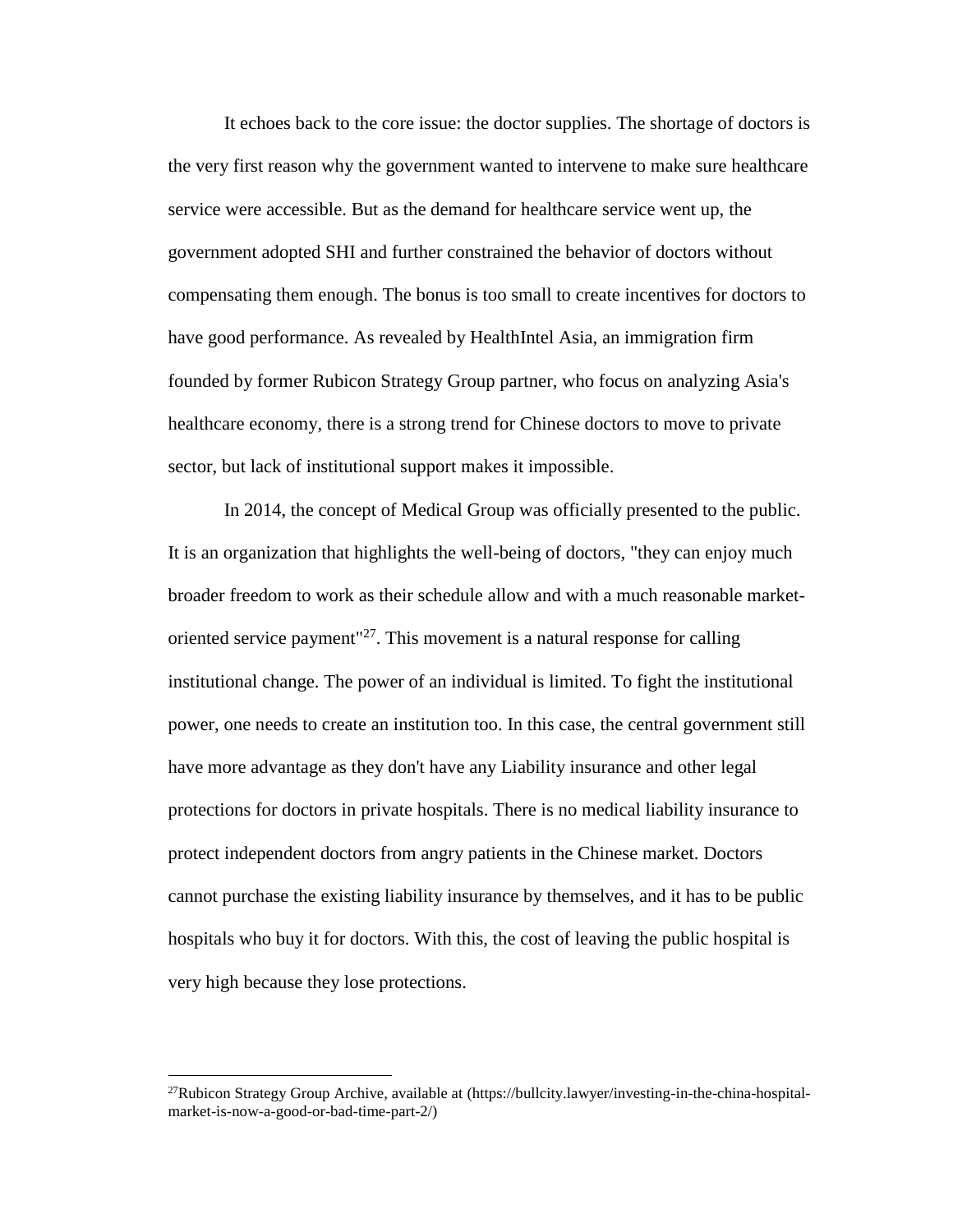It echoes back to the core issue: the doctor supplies. The shortage of doctors is the very first reason why the government wanted to intervene to make sure healthcare service were accessible. But as the demand for healthcare service went up, the government adopted SHI and further constrained the behavior of doctors without compensating them enough. The bonus is too small to create incentives for doctors to have good performance. As revealed by HealthIntel Asia, an immigration firm founded by former Rubicon Strategy Group partner, who focus on analyzing Asia's healthcare economy, there is a strong trend for Chinese doctors to move to private sector, but lack of institutional support makes it impossible.

In 2014, the concept of Medical Group was officially presented to the public. It is an organization that highlights the well-being of doctors, "they can enjoy much broader freedom to work as their schedule allow and with a much reasonable market-oriented service payment"[27]. This movement is a natural response for calling institutional change. The power of an individual is limited. To fight the institutional power, one needs to create an institution too. In this case, the central government still have more advantage as they don't have any Liability insurance and other legal protections for doctors in private hospitals. There is no medical liability insurance to protect independent doctors from angry patients in the Chinese market. Doctors cannot purchase the existing liability insurance by themselves, and it has to be public hospitals who buy it for doctors. With this, the cost of leaving the public hospital is very high because they lose protections.

---

[27] Rubicon Strategy Group Archive, available at (https://bullcity.lawyer/investing-in-the-china-hospital-market-is-now-a-good-or-bad-time-part-2/)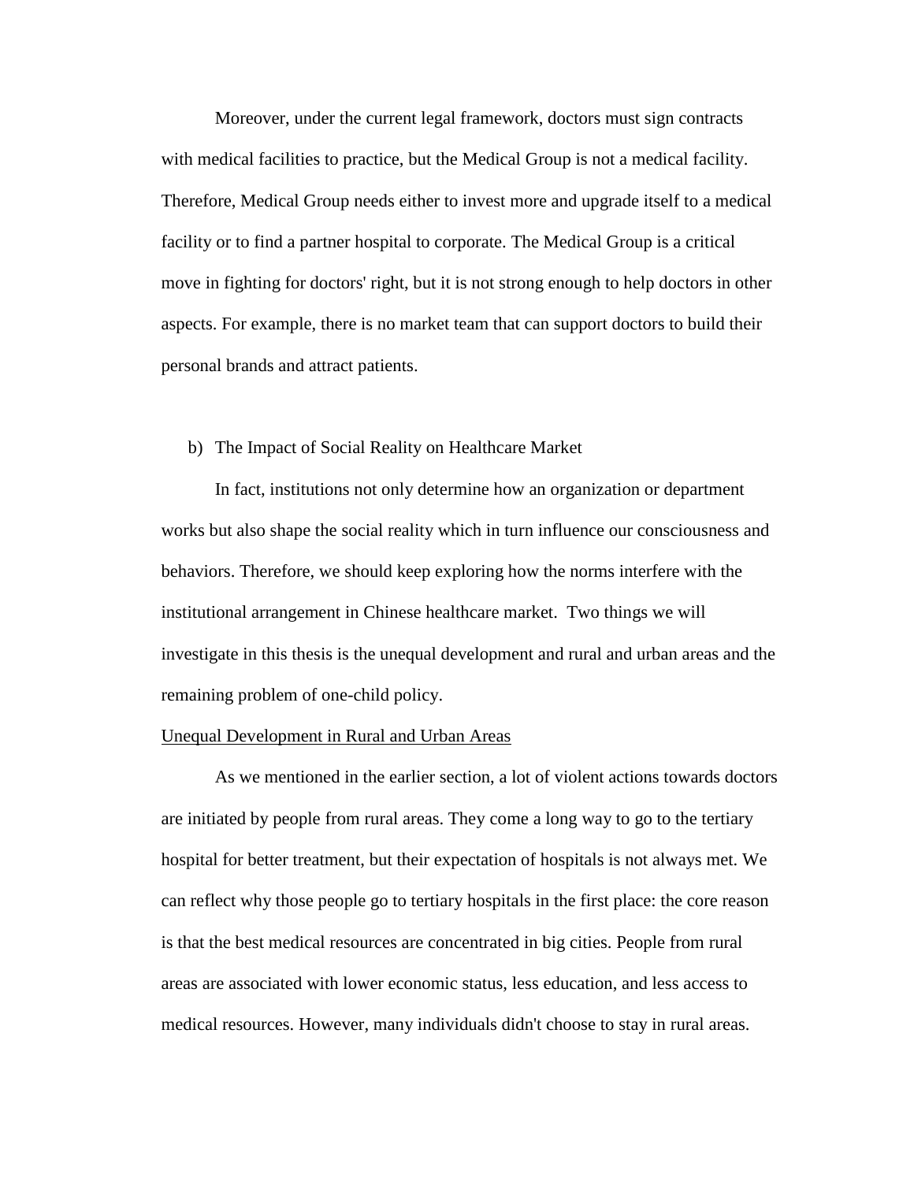Moreover, under the current legal framework, doctors must sign contracts with medical facilities to practice, but the Medical Group is not a medical facility. Therefore, Medical Group needs either to invest more and upgrade itself to a medical facility or to find a partner hospital to corporate. The Medical Group is a critical move in fighting for doctors' right, but it is not strong enough to help doctors in other aspects. For example, there is no market team that can support doctors to build their personal brands and attract patients.

b) The Impact of Social Reality on Healthcare Market

In fact, institutions not only determine how an organization or department works but also shape the social reality which in turn influence our consciousness and behaviors. Therefore, we should keep exploring how the norms interfere with the institutional arrangement in Chinese healthcare market.  Two things we will investigate in this thesis is the unequal development and rural and urban areas and the remaining problem of one-child policy.

<u>Unequal Development in Rural and Urban Areas</u>

As we mentioned in the earlier section, a lot of violent actions towards doctors are initiated by people from rural areas. They come a long way to go to the tertiary hospital for better treatment, but their expectation of hospitals is not always met. We can reflect why those people go to tertiary hospitals in the first place: the core reason is that the best medical resources are concentrated in big cities. People from rural areas are associated with lower economic status, less education, and less access to medical resources. However, many individuals didn't choose to stay in rural areas.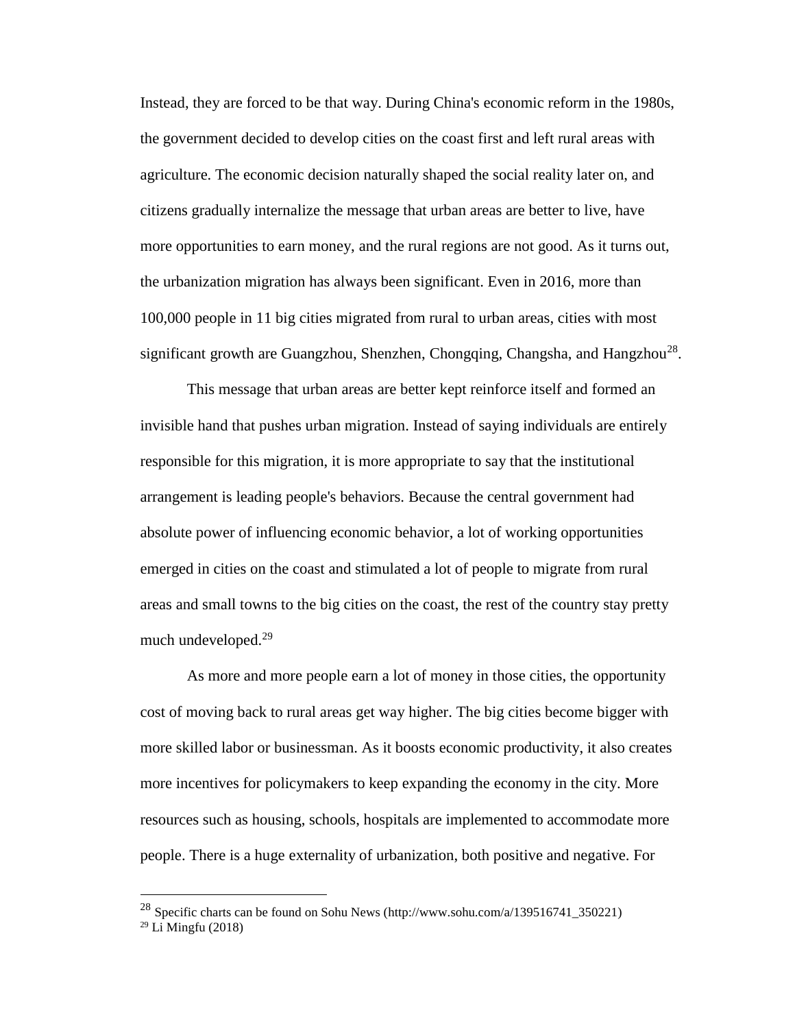Instead, they are forced to be that way. During China's economic reform in the 1980s, the government decided to develop cities on the coast first and left rural areas with agriculture. The economic decision naturally shaped the social reality later on, and citizens gradually internalize the message that urban areas are better to live, have more opportunities to earn money, and the rural regions are not good. As it turns out, the urbanization migration has always been significant. Even in 2016, more than 100,000 people in 11 big cities migrated from rural to urban areas, cities with most significant growth are Guangzhou, Shenzhen, Chongqing, Changsha, and Hangzhou[28].

This message that urban areas are better kept reinforce itself and formed an invisible hand that pushes urban migration. Instead of saying individuals are entirely responsible for this migration, it is more appropriate to say that the institutional arrangement is leading people's behaviors. Because the central government had absolute power of influencing economic behavior, a lot of working opportunities emerged in cities on the coast and stimulated a lot of people to migrate from rural areas and small towns to the big cities on the coast, the rest of the country stay pretty much undeveloped.[29]

As more and more people earn a lot of money in those cities, the opportunity cost of moving back to rural areas get way higher. The big cities become bigger with more skilled labor or businessman. As it boosts economic productivity, it also creates more incentives for policymakers to keep expanding the economy in the city. More resources such as housing, schools, hospitals are implemented to accommodate more people. There is a huge externality of urbanization, both positive and negative. For

---

[28] Specific charts can be found on Sohu News (http://www.sohu.com/a/139516741_350221)

[29] Li Mingfu (2018)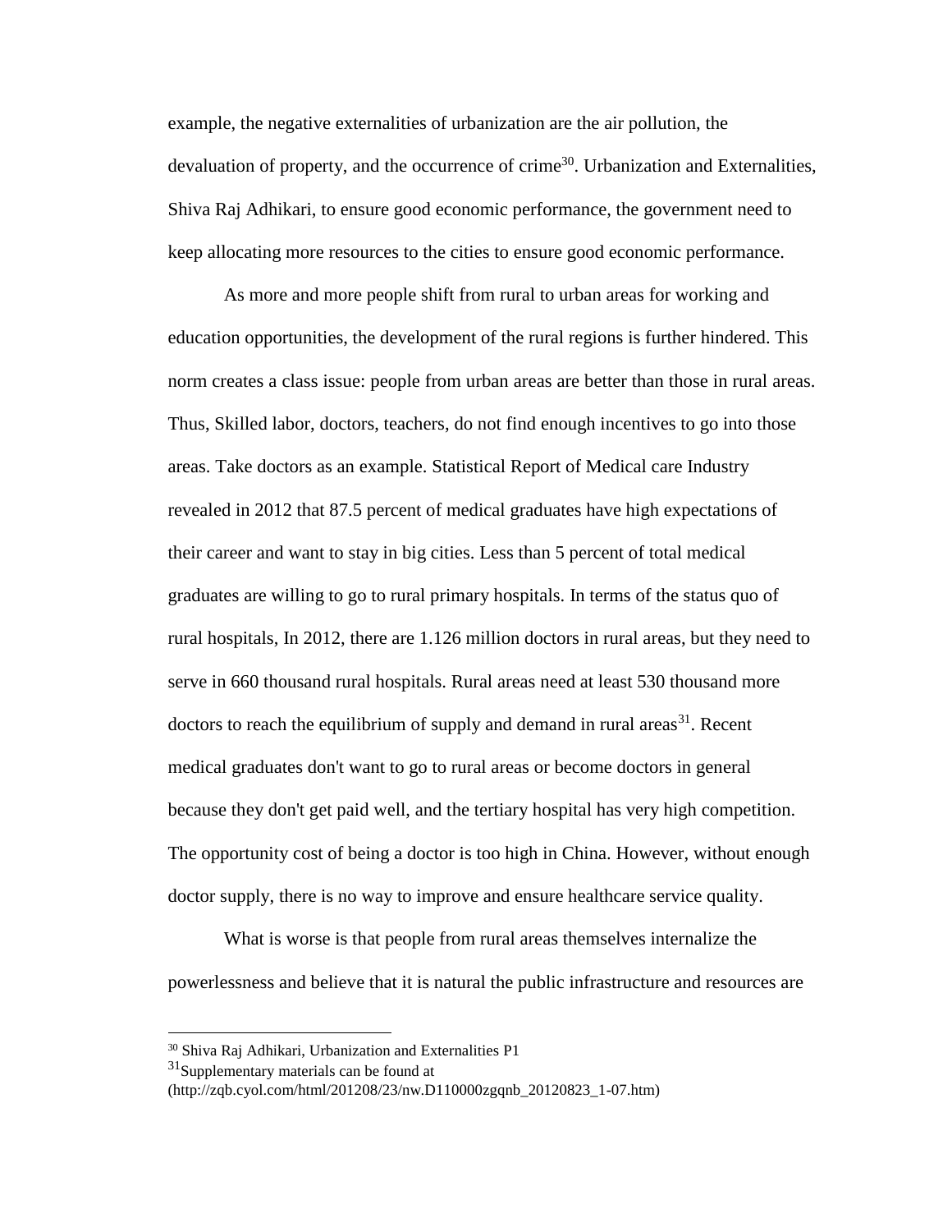example, the negative externalities of urbanization are the air pollution, the devaluation of property, and the occurrence of crime[30]. Urbanization and Externalities, Shiva Raj Adhikari, to ensure good economic performance, the government need to keep allocating more resources to the cities to ensure good economic performance.

As more and more people shift from rural to urban areas for working and education opportunities, the development of the rural regions is further hindered. This norm creates a class issue: people from urban areas are better than those in rural areas. Thus, Skilled labor, doctors, teachers, do not find enough incentives to go into those areas. Take doctors as an example. Statistical Report of Medical care Industry revealed in 2012 that 87.5 percent of medical graduates have high expectations of their career and want to stay in big cities. Less than 5 percent of total medical graduates are willing to go to rural primary hospitals. In terms of the status quo of rural hospitals, In 2012, there are 1.126 million doctors in rural areas, but they need to serve in 660 thousand rural hospitals. Rural areas need at least 530 thousand more doctors to reach the equilibrium of supply and demand in rural areas[31]. Recent medical graduates don't want to go to rural areas or become doctors in general because they don't get paid well, and the tertiary hospital has very high competition. The opportunity cost of being a doctor is too high in China. However, without enough doctor supply, there is no way to improve and ensure healthcare service quality.

What is worse is that people from rural areas themselves internalize the powerlessness and believe that it is natural the public infrastructure and resources are

---

[30] Shiva Raj Adhikari, Urbanization and Externalities P1

[31] Supplementary materials can be found at (http://zqb.cyol.com/html/201208/23/nw.D110000zgqnb_20120823_1-07.htm)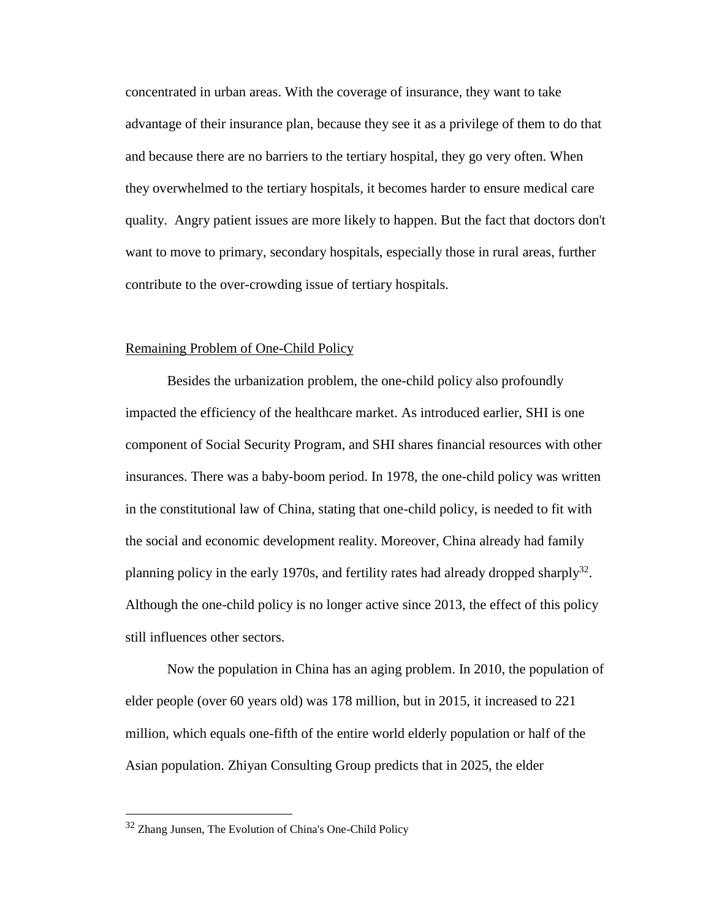concentrated in urban areas. With the coverage of insurance, they want to take advantage of their insurance plan, because they see it as a privilege of them to do that and because there are no barriers to the tertiary hospital, they go very often. When they overwhelmed to the tertiary hospitals, it becomes harder to ensure medical care quality. Angry patient issues are more likely to happen. But the fact that doctors don't want to move to primary, secondary hospitals, especially those in rural areas, further contribute to the over-crowding issue of tertiary hospitals.

## Remaining Problem of One-Child Policy

Besides the urbanization problem, the one-child policy also profoundly impacted the efficiency of the healthcare market. As introduced earlier, SHI is one component of Social Security Program, and SHI shares financial resources with other insurances. There was a baby-boom period. In 1978, the one-child policy was written in the constitutional law of China, stating that one-child policy, is needed to fit with the social and economic development reality. Moreover, China already had family planning policy in the early 1970s, and fertility rates had already dropped sharply[32]. Although the one-child policy is no longer active since 2013, the effect of this policy still influences other sectors.

Now the population in China has an aging problem. In 2010, the population of elder people (over 60 years old) was 178 million, but in 2015, it increased to 221 million, which equals one-fifth of the entire world elderly population or half of the Asian population. Zhiyan Consulting Group predicts that in 2025, the elder

---

[32] Zhang Junsen, The Evolution of China's One-Child Policy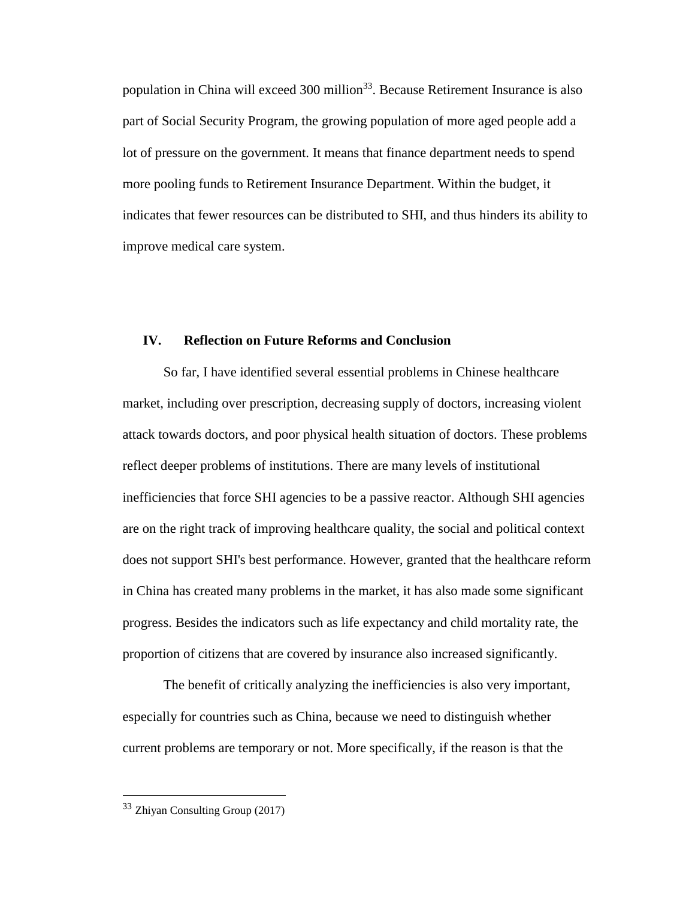population in China will exceed 300 million[33]. Because Retirement Insurance is also part of Social Security Program, the growing population of more aged people add a lot of pressure on the government. It means that finance department needs to spend more pooling funds to Retirement Insurance Department. Within the budget, it indicates that fewer resources can be distributed to SHI, and thus hinders its ability to improve medical care system.

## IV. Reflection on Future Reforms and Conclusion

So far, I have identified several essential problems in Chinese healthcare market, including over prescription, decreasing supply of doctors, increasing violent attack towards doctors, and poor physical health situation of doctors. These problems reflect deeper problems of institutions. There are many levels of institutional inefficiencies that force SHI agencies to be a passive reactor. Although SHI agencies are on the right track of improving healthcare quality, the social and political context does not support SHI's best performance. However, granted that the healthcare reform in China has created many problems in the market, it has also made some significant progress. Besides the indicators such as life expectancy and child mortality rate, the proportion of citizens that are covered by insurance also increased significantly.

The benefit of critically analyzing the inefficiencies is also very important, especially for countries such as China, because we need to distinguish whether current problems are temporary or not. More specifically, if the reason is that the

[33] Zhiyan Consulting Group (2017)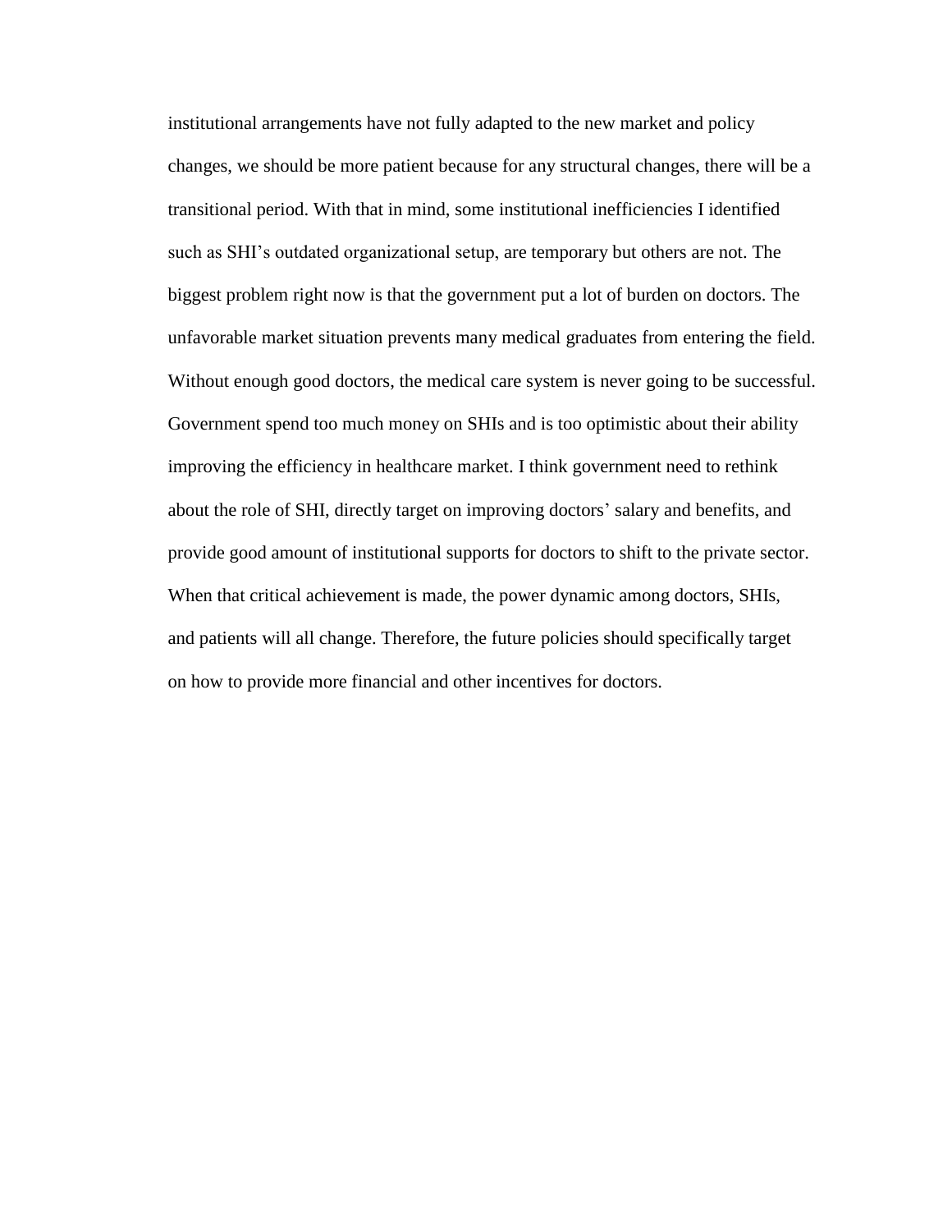institutional arrangements have not fully adapted to the new market and policy changes, we should be more patient because for any structural changes, there will be a transitional period. With that in mind, some institutional inefficiencies I identified such as SHI's outdated organizational setup, are temporary but others are not. The biggest problem right now is that the government put a lot of burden on doctors. The unfavorable market situation prevents many medical graduates from entering the field. Without enough good doctors, the medical care system is never going to be successful. Government spend too much money on SHIs and is too optimistic about their ability improving the efficiency in healthcare market. I think government need to rethink about the role of SHI, directly target on improving doctors' salary and benefits, and provide good amount of institutional supports for doctors to shift to the private sector. When that critical achievement is made, the power dynamic among doctors, SHIs, and patients will all change. Therefore, the future policies should specifically target on how to provide more financial and other incentives for doctors.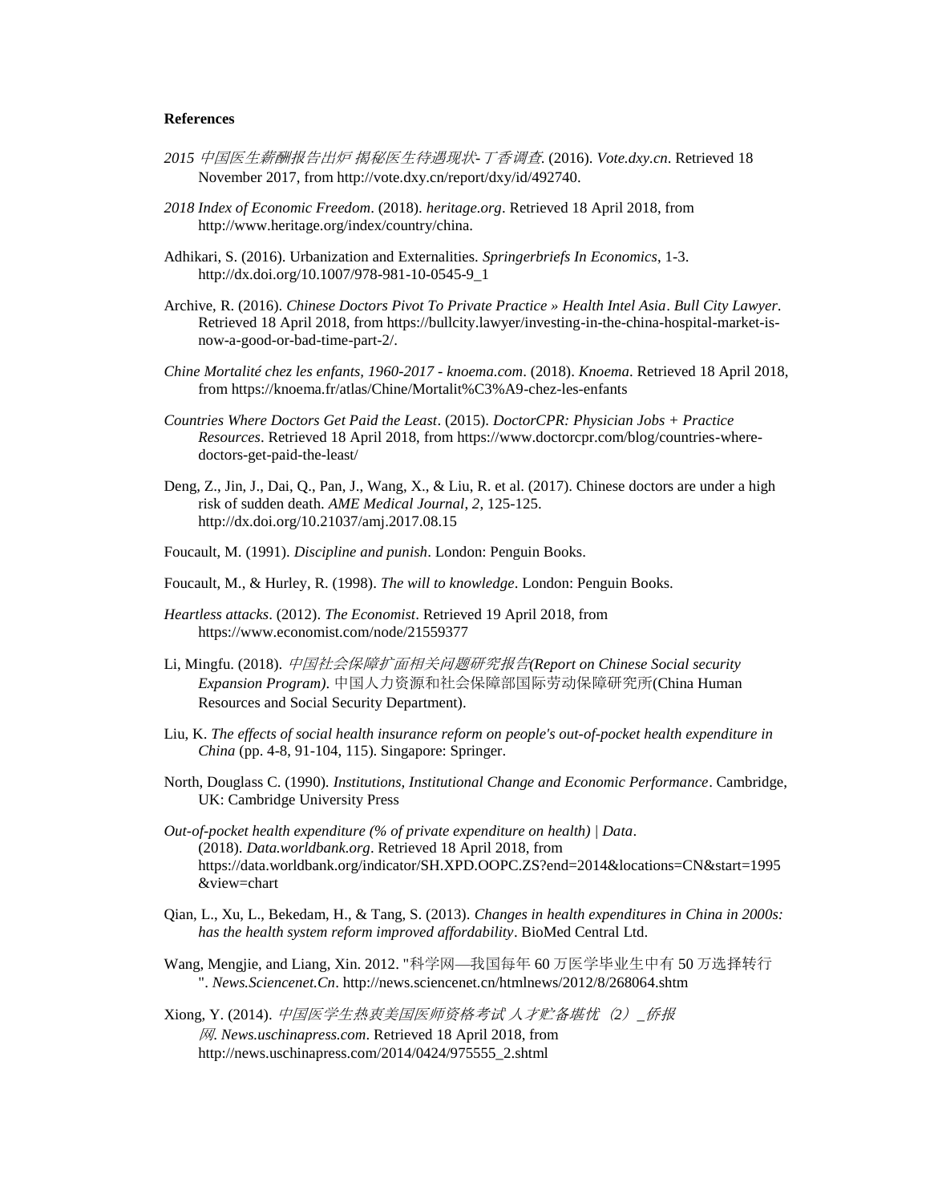**References**

*2015 中国医生薪酬报告出炉 揭秘医生待遇现状- 丁香调查*. (2016). *Vote.dxy.cn*. Retrieved 18 November 2017, from http://vote.dxy.cn/report/dxy/id/492740.

*2018 Index of Economic Freedom*. (2018). *heritage.org*. Retrieved 18 April 2018, from http://www.heritage.org/index/country/china.

Adhikari, S. (2016). Urbanization and Externalities. *Springerbriefs In Economics*, 1-3. http://dx.doi.org/10.1007/978-981-10-0545-9_1

Archive, R. (2016). *Chinese Doctors Pivot To Private Practice » Health Intel Asia*. *Bull City Lawyer*. Retrieved 18 April 2018, from https://bullcity.lawyer/investing-in-the-china-hospital-market-is-now-a-good-or-bad-time-part-2/.

*Chine Mortalité chez les enfants, 1960-2017 - knoema.com*. (2018). *Knoema*. Retrieved 18 April 2018, from https://knoema.fr/atlas/Chine/Mortalit%C3%A9-chez-les-enfants

*Countries Where Doctors Get Paid the Least*. (2015). *DoctorCPR: Physician Jobs + Practice Resources*. Retrieved 18 April 2018, from https://www.doctorcpr.com/blog/countries-where-doctors-get-paid-the-least/

Deng, Z., Jin, J., Dai, Q., Pan, J., Wang, X., & Liu, R. et al. (2017). Chinese doctors are under a high risk of sudden death. *AME Medical Journal, 2*, 125-125. http://dx.doi.org/10.21037/amj.2017.08.15

Foucault, M. (1991). *Discipline and punish*. London: Penguin Books.

Foucault, M., & Hurley, R. (1998). *The will to knowledge*. London: Penguin Books.

*Heartless attacks*. (2012). *The Economist*. Retrieved 19 April 2018, from https://www.economist.com/node/21559377

Li, Mingfu. (2018). *中国社会保障扩面相关问题研究报告(Report on Chinese Social security Expansion Program)*. 中国人力资源和社会保障部国际劳动保障研究所(China Human Resources and Social Security Department).

Liu, K. *The effects of social health insurance reform on people's out-of-pocket health expenditure in China* (pp. 4-8, 91-104, 115). Singapore: Springer.

North, Douglass C. (1990). *Institutions, Institutional Change and Economic Performance*. Cambridge, UK: Cambridge University Press

*Out-of-pocket health expenditure (% of private expenditure on health) | Data*. (2018). *Data.worldbank.org*. Retrieved 18 April 2018, from https://data.worldbank.org/indicator/SH.XPD.OOPC.ZS?end=2014&locations=CN&start=1995&view=chart

Qian, L., Xu, L., Bekedam, H., & Tang, S. (2013). *Changes in health expenditures in China in 2000s: has the health system reform improved affordability*. BioMed Central Ltd.

Wang, Mengjie, and Liang, Xin. 2012. "科学网—我国每年 60 万医学毕业生中有 50 万选择转行". *News.Sciencenet.Cn*. http://news.sciencenet.cn/htmlnews/2012/8/268064.shtm

Xiong, Y. (2014). *中国医学生热衷美国医师资格考试 人才贮备堪忧（2）_侨报网. News.uschinapress.com*. Retrieved 18 April 2018, from http://news.uschinapress.com/2014/0424/975555_2.shtml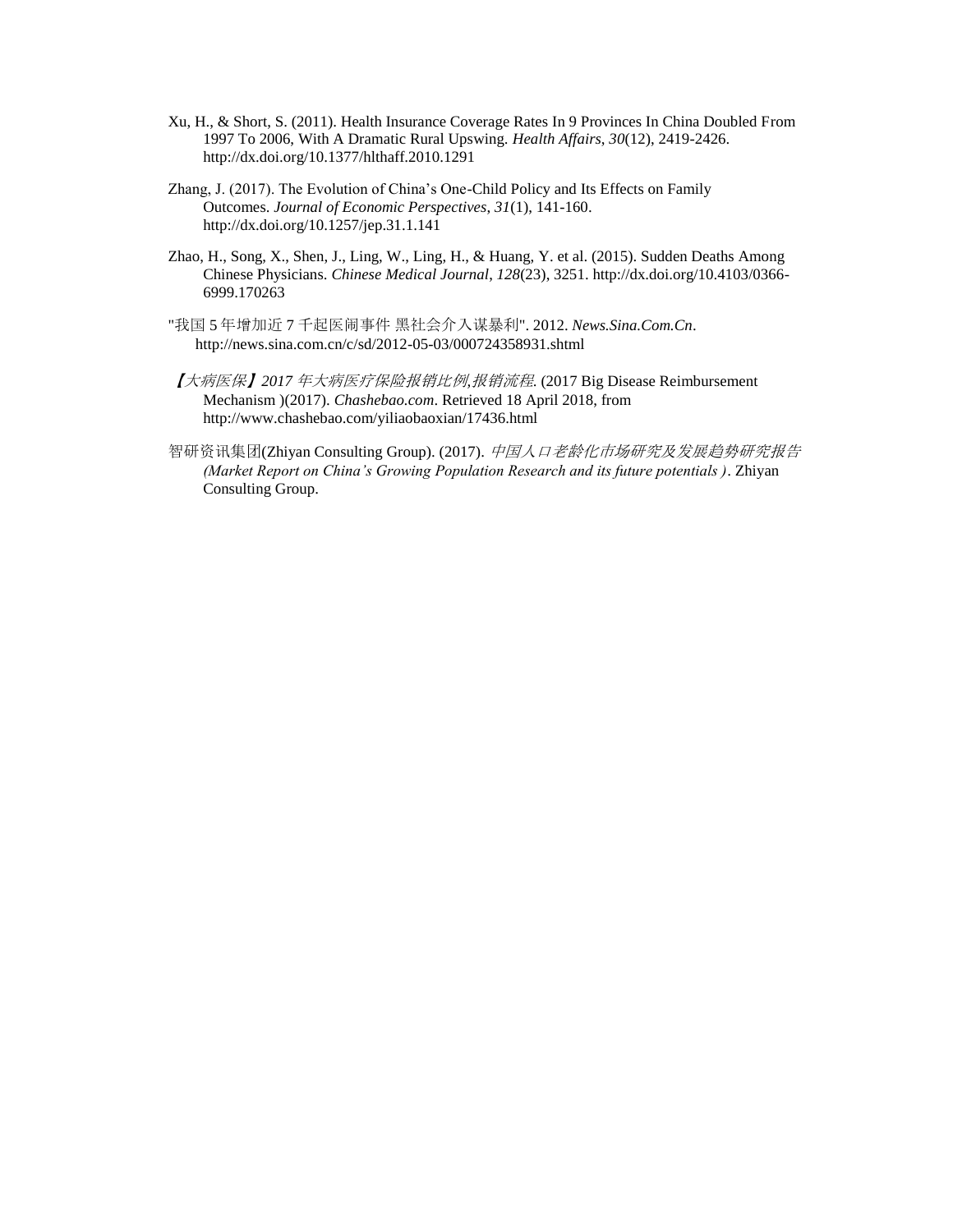Xu, H., & Short, S. (2011). Health Insurance Coverage Rates In 9 Provinces In China Doubled From 1997 To 2006, With A Dramatic Rural Upswing. *Health Affairs*, *30*(12), 2419-2426. http://dx.doi.org/10.1377/hlthaff.2010.1291

Zhang, J. (2017). The Evolution of China's One-Child Policy and Its Effects on Family Outcomes. *Journal of Economic Perspectives*, *31*(1), 141-160. http://dx.doi.org/10.1257/jep.31.1.141

Zhao, H., Song, X., Shen, J., Ling, W., Ling, H., & Huang, Y. et al. (2015). Sudden Deaths Among Chinese Physicians. *Chinese Medical Journal*, *128*(23), 3251. http://dx.doi.org/10.4103/0366-6999.170263

"我国 5 年增加近 7 千起医闹事件 黑社会介入谋暴利". 2012. *News.Sina.Com.Cn*. http://news.sina.com.cn/c/sd/2012-05-03/000724358931.shtml

*【大病医保】2017 年大病医疗保险报销比例,报销流程.* (2017 Big Disease Reimbursement Mechanism )(2017). *Chashebao.com*. Retrieved 18 April 2018, from http://www.chashebao.com/yiliaobaoxian/17436.html

智研资讯集团(Zhiyan Consulting Group). (2017). *中国人口老龄化市场研究及发展趋势研究报告 (Market Report on China's Growing Population Research and its future potentials )*. Zhiyan Consulting Group.